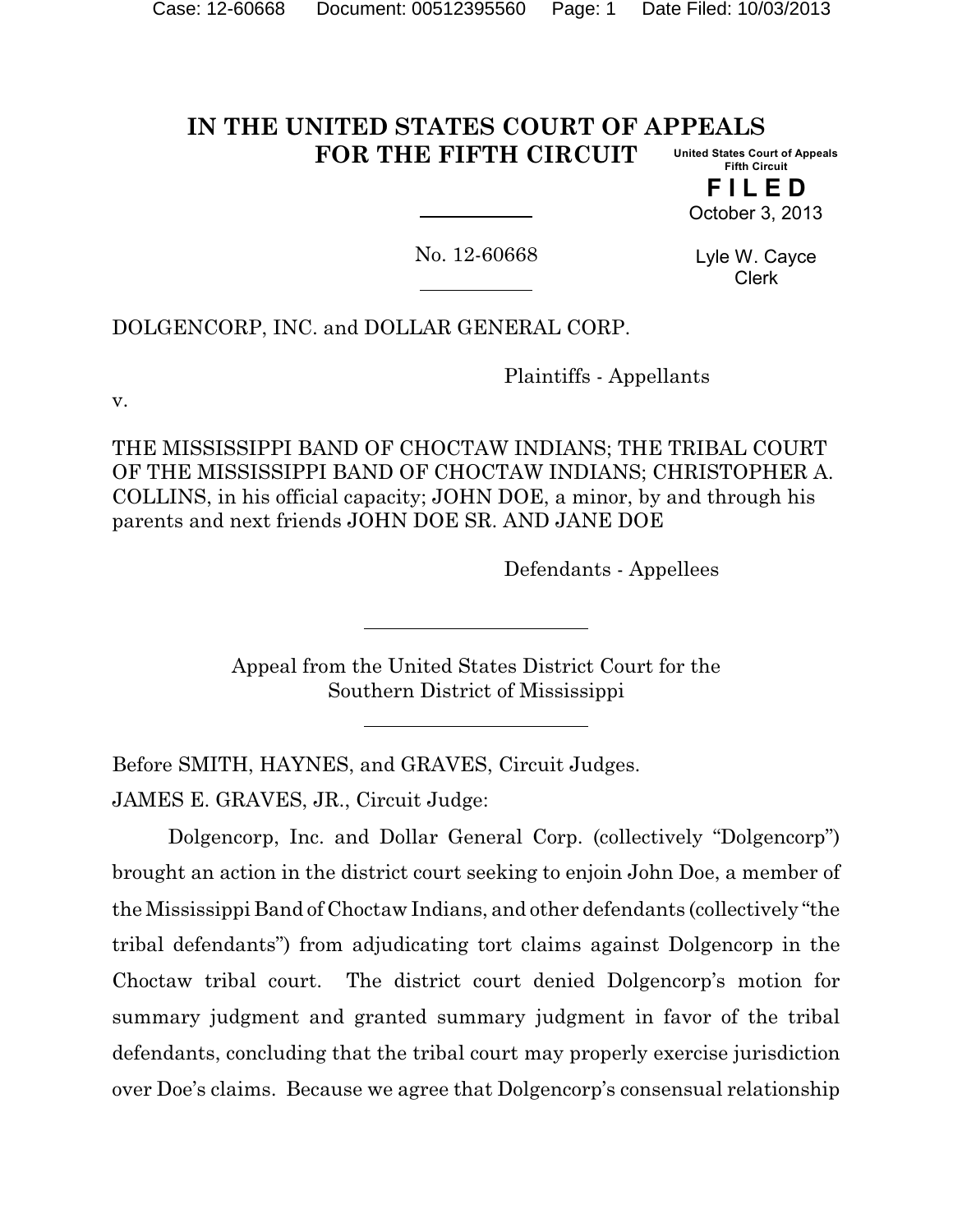# IN THE UNITED STATES COURT OF APPEALS FOR THE FIFTH CIRCUIT

United States Court of Appeals
Fifth Circuit

**FILED**
October 3, 2013

Lyle W. Cayce
Clerk

No. 12-60668

DOLGENCORP, INC. and DOLLAR GENERAL CORP.

Plaintiffs - Appellants

v.

THE MISSISSIPPI BAND OF CHOCTAW INDIANS; THE TRIBAL COURT OF THE MISSISSIPPI BAND OF CHOCTAW INDIANS; CHRISTOPHER A. COLLINS, in his official capacity; JOHN DOE, a minor, by and through his parents and next friends JOHN DOE SR. AND JANE DOE

Defendants - Appellees

Appeal from the United States District Court for the Southern District of Mississippi

Before SMITH, HAYNES, and GRAVES, Circuit Judges.

JAMES E. GRAVES, JR., Circuit Judge:

Dolgencorp, Inc. and Dollar General Corp. (collectively "Dolgencorp") brought an action in the district court seeking to enjoin John Doe, a member of the Mississippi Band of Choctaw Indians, and other defendants (collectively "the tribal defendants") from adjudicating tort claims against Dolgencorp in the Choctaw tribal court. The district court denied Dolgencorp's motion for summary judgment and granted summary judgment in favor of the tribal defendants, concluding that the tribal court may properly exercise jurisdiction over Doe's claims. Because we agree that Dolgencorp's consensual relationship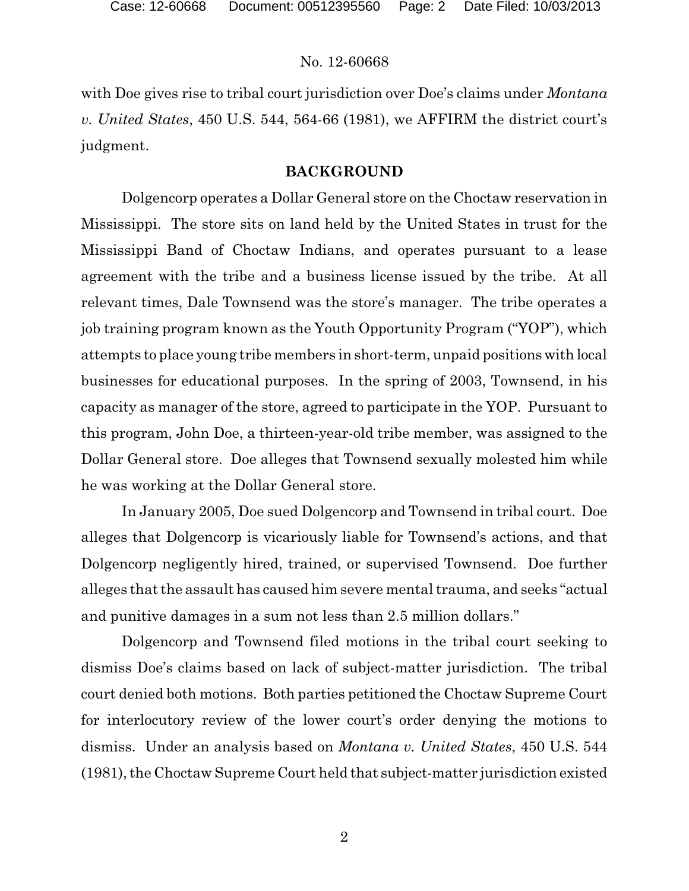with Doe gives rise to tribal court jurisdiction over Doe's claims under *Montana v. United States*, 450 U.S. 544, 564-66 (1981), we AFFIRM the district court's judgment.

## BACKGROUND

Dolgencorp operates a Dollar General store on the Choctaw reservation in Mississippi. The store sits on land held by the United States in trust for the Mississippi Band of Choctaw Indians, and operates pursuant to a lease agreement with the tribe and a business license issued by the tribe. At all relevant times, Dale Townsend was the store's manager. The tribe operates a job training program known as the Youth Opportunity Program ("YOP"), which attempts to place young tribe members in short-term, unpaid positions with local businesses for educational purposes. In the spring of 2003, Townsend, in his capacity as manager of the store, agreed to participate in the YOP. Pursuant to this program, John Doe, a thirteen-year-old tribe member, was assigned to the Dollar General store. Doe alleges that Townsend sexually molested him while he was working at the Dollar General store.

In January 2005, Doe sued Dolgencorp and Townsend in tribal court. Doe alleges that Dolgencorp is vicariously liable for Townsend's actions, and that Dolgencorp negligently hired, trained, or supervised Townsend. Doe further alleges that the assault has caused him severe mental trauma, and seeks "actual and punitive damages in a sum not less than 2.5 million dollars."

Dolgencorp and Townsend filed motions in the tribal court seeking to dismiss Doe's claims based on lack of subject-matter jurisdiction. The tribal court denied both motions. Both parties petitioned the Choctaw Supreme Court for interlocutory review of the lower court's order denying the motions to dismiss. Under an analysis based on *Montana v. United States*, 450 U.S. 544 (1981), the Choctaw Supreme Court held that subject-matter jurisdiction existed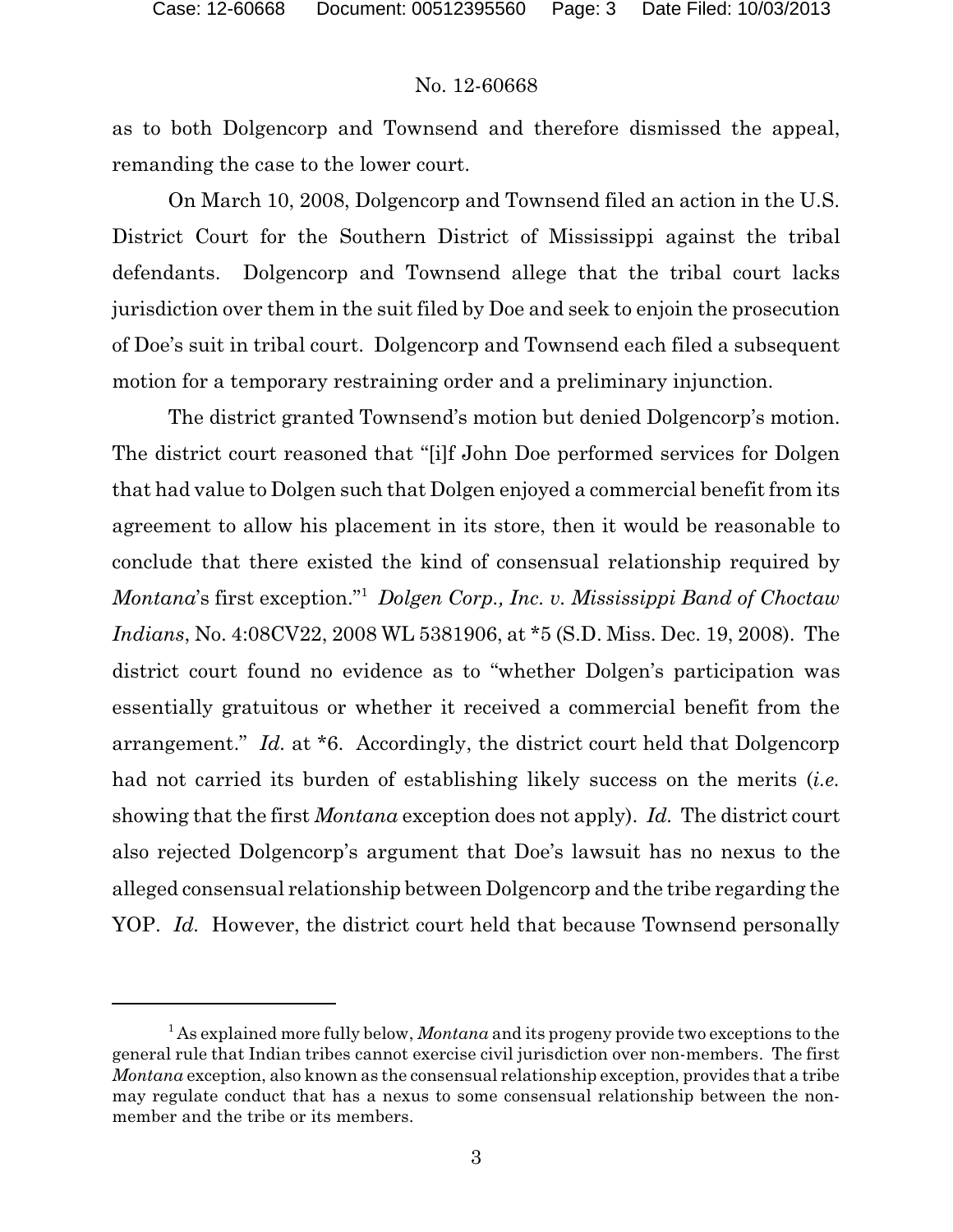as to both Dolgencorp and Townsend and therefore dismissed the appeal, remanding the case to the lower court.

On March 10, 2008, Dolgencorp and Townsend filed an action in the U.S. District Court for the Southern District of Mississippi against the tribal defendants. Dolgencorp and Townsend allege that the tribal court lacks jurisdiction over them in the suit filed by Doe and seek to enjoin the prosecution of Doe's suit in tribal court. Dolgencorp and Townsend each filed a subsequent motion for a temporary restraining order and a preliminary injunction.

The district granted Townsend's motion but denied Dolgencorp's motion. The district court reasoned that "[i]f John Doe performed services for Dolgen that had value to Dolgen such that Dolgen enjoyed a commercial benefit from its agreement to allow his placement in its store, then it would be reasonable to conclude that there existed the kind of consensual relationship required by *Montana*'s first exception."[1] *Dolgen Corp., Inc. v. Mississippi Band of Choctaw Indians*, No. 4:08CV22, 2008 WL 5381906, at *5 (S.D. Miss. Dec. 19, 2008). The district court found no evidence as to "whether Dolgen's participation was essentially gratuitous or whether it received a commercial benefit from the arrangement." *Id.* at *6. Accordingly, the district court held that Dolgencorp had not carried its burden of establishing likely success on the merits (*i.e.* showing that the first *Montana* exception does not apply). *Id.* The district court also rejected Dolgencorp's argument that Doe's lawsuit has no nexus to the alleged consensual relationship between Dolgencorp and the tribe regarding the YOP. *Id.* However, the district court held that because Townsend personally

[1] As explained more fully below, *Montana* and its progeny provide two exceptions to the general rule that Indian tribes cannot exercise civil jurisdiction over non-members. The first *Montana* exception, also known as the consensual relationship exception, provides that a tribe may regulate conduct that has a nexus to some consensual relationship between the non-member and the tribe or its members.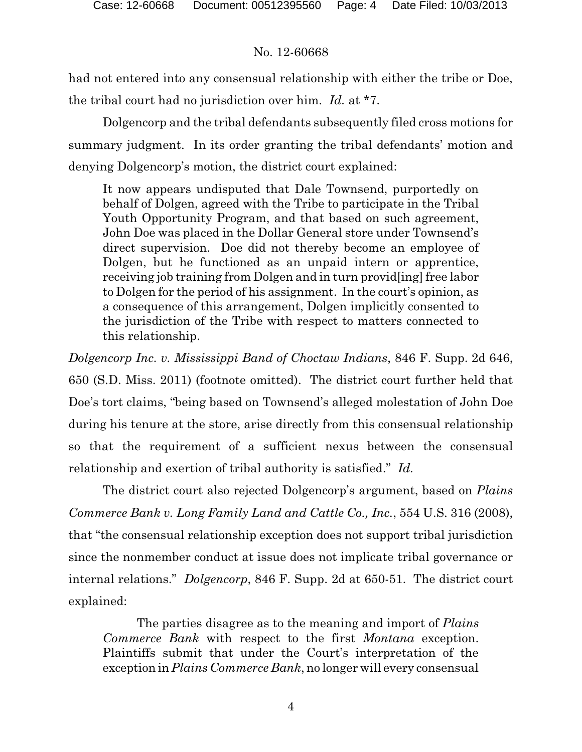had not entered into any consensual relationship with either the tribe or Doe, the tribal court had no jurisdiction over him. *Id.* at *7.

Dolgencorp and the tribal defendants subsequently filed cross motions for summary judgment. In its order granting the tribal defendants' motion and denying Dolgencorp's motion, the district court explained:

> It now appears undisputed that Dale Townsend, purportedly on behalf of Dolgen, agreed with the Tribe to participate in the Tribal Youth Opportunity Program, and that based on such agreement, John Doe was placed in the Dollar General store under Townsend's direct supervision. Doe did not thereby become an employee of Dolgen, but he functioned as an unpaid intern or apprentice, receiving job training from Dolgen and in turn provid[ing] free labor to Dolgen for the period of his assignment. In the court's opinion, as a consequence of this arrangement, Dolgen implicitly consented to the jurisdiction of the Tribe with respect to matters connected to this relationship.

*Dolgencorp Inc. v. Mississippi Band of Choctaw Indians*, 846 F. Supp. 2d 646, 650 (S.D. Miss. 2011) (footnote omitted). The district court further held that Doe's tort claims, "being based on Townsend's alleged molestation of John Doe during his tenure at the store, arise directly from this consensual relationship so that the requirement of a sufficient nexus between the consensual relationship and exertion of tribal authority is satisfied." *Id.*

The district court also rejected Dolgencorp's argument, based on *Plains Commerce Bank v. Long Family Land and Cattle Co., Inc.*, 554 U.S. 316 (2008), that "the consensual relationship exception does not support tribal jurisdiction since the nonmember conduct at issue does not implicate tribal governance or internal relations." *Dolgencorp*, 846 F. Supp. 2d at 650-51. The district court explained:

> The parties disagree as to the meaning and import of *Plains Commerce Bank* with respect to the first *Montana* exception. Plaintiffs submit that under the Court's interpretation of the exception in *Plains Commerce Bank*, no longer will every consensual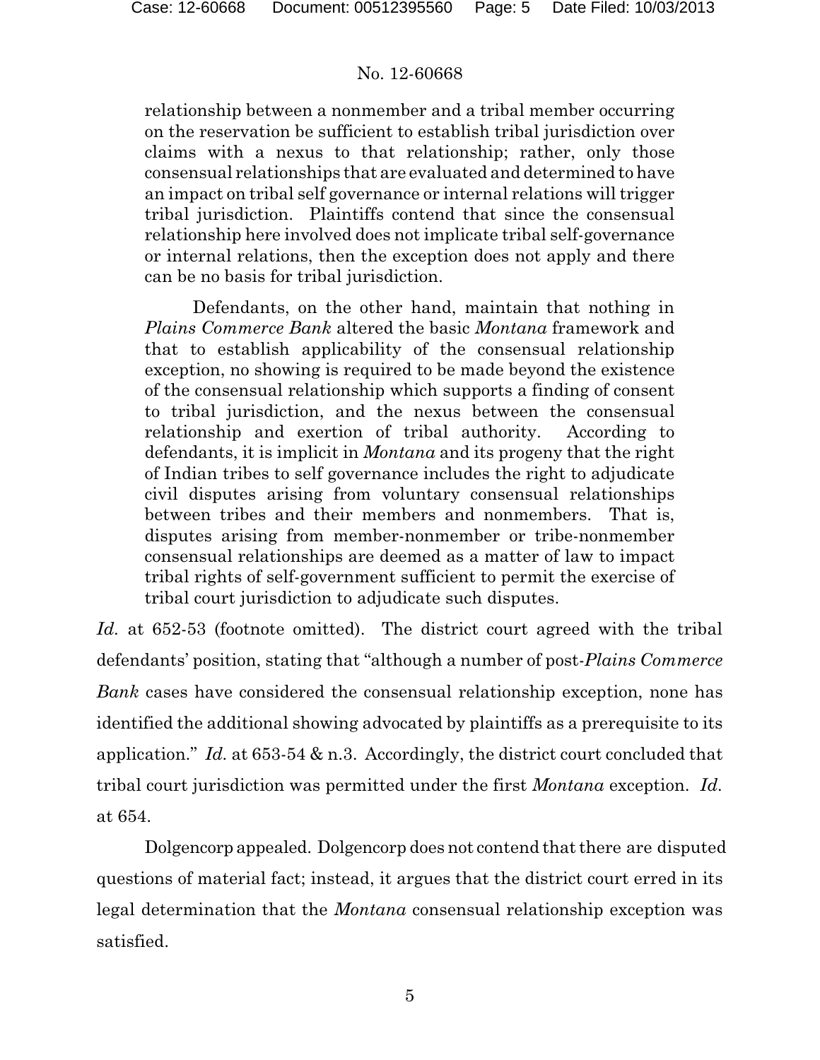> relationship between a nonmember and a tribal member occurring on the reservation be sufficient to establish tribal jurisdiction over claims with a nexus to that relationship; rather, only those consensual relationships that are evaluated and determined to have an impact on tribal self governance or internal relations will trigger tribal jurisdiction. Plaintiffs contend that since the consensual relationship here involved does not implicate tribal self-governance or internal relations, then the exception does not apply and there can be no basis for tribal jurisdiction.
>
> Defendants, on the other hand, maintain that nothing in *Plains Commerce Bank* altered the basic *Montana* framework and that to establish applicability of the consensual relationship exception, no showing is required to be made beyond the existence of the consensual relationship which supports a finding of consent to tribal jurisdiction, and the nexus between the consensual relationship and exertion of tribal authority. According to defendants, it is implicit in *Montana* and its progeny that the right of Indian tribes to self governance includes the right to adjudicate civil disputes arising from voluntary consensual relationships between tribes and their members and nonmembers. That is, disputes arising from member-nonmember or tribe-nonmember consensual relationships are deemed as a matter of law to impact tribal rights of self-government sufficient to permit the exercise of tribal court jurisdiction to adjudicate such disputes.

*Id.* at 652-53 (footnote omitted). The district court agreed with the tribal defendants' position, stating that "although a number of post-*Plains Commerce Bank* cases have considered the consensual relationship exception, none has identified the additional showing advocated by plaintiffs as a prerequisite to its application." *Id.* at 653-54 & n.3. Accordingly, the district court concluded that tribal court jurisdiction was permitted under the first *Montana* exception. *Id.* at 654.

Dolgencorp appealed. Dolgencorp does not contend that there are disputed questions of material fact; instead, it argues that the district court erred in its legal determination that the *Montana* consensual relationship exception was satisfied.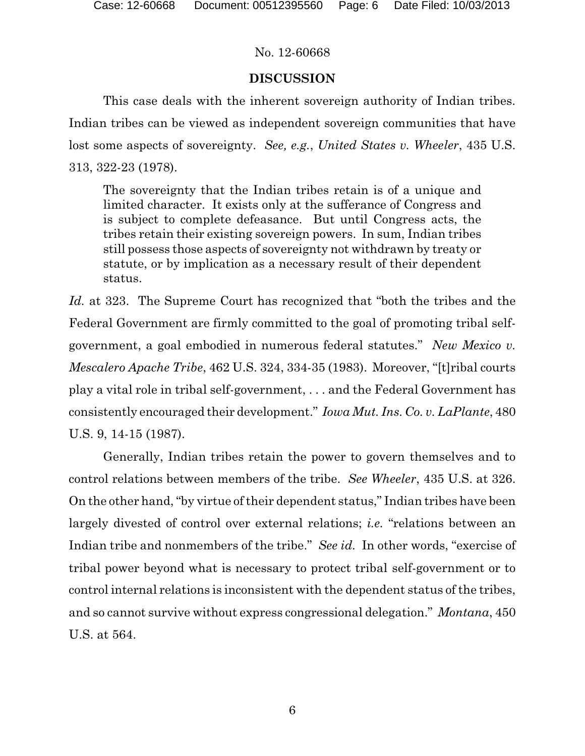## DISCUSSION

This case deals with the inherent sovereign authority of Indian tribes. Indian tribes can be viewed as independent sovereign communities that have lost some aspects of sovereignty. *See, e.g.*, *United States v. Wheeler*, 435 U.S. 313, 322-23 (1978).

> The sovereignty that the Indian tribes retain is of a unique and limited character. It exists only at the sufferance of Congress and is subject to complete defeasance. But until Congress acts, the tribes retain their existing sovereign powers. In sum, Indian tribes still possess those aspects of sovereignty not withdrawn by treaty or statute, or by implication as a necessary result of their dependent status.

*Id.* at 323. The Supreme Court has recognized that "both the tribes and the Federal Government are firmly committed to the goal of promoting tribal self-government, a goal embodied in numerous federal statutes." *New Mexico v. Mescalero Apache Tribe*, 462 U.S. 324, 334-35 (1983). Moreover, "[t]ribal courts play a vital role in tribal self-government, . . . and the Federal Government has consistently encouraged their development." *Iowa Mut. Ins. Co. v. LaPlante*, 480 U.S. 9, 14-15 (1987).

Generally, Indian tribes retain the power to govern themselves and to control relations between members of the tribe. *See Wheeler*, 435 U.S. at 326. On the other hand, "by virtue of their dependent status," Indian tribes have been largely divested of control over external relations; *i.e.* "relations between an Indian tribe and nonmembers of the tribe." *See id.* In other words, "exercise of tribal power beyond what is necessary to protect tribal self-government or to control internal relations is inconsistent with the dependent status of the tribes, and so cannot survive without express congressional delegation." *Montana*, 450 U.S. at 564.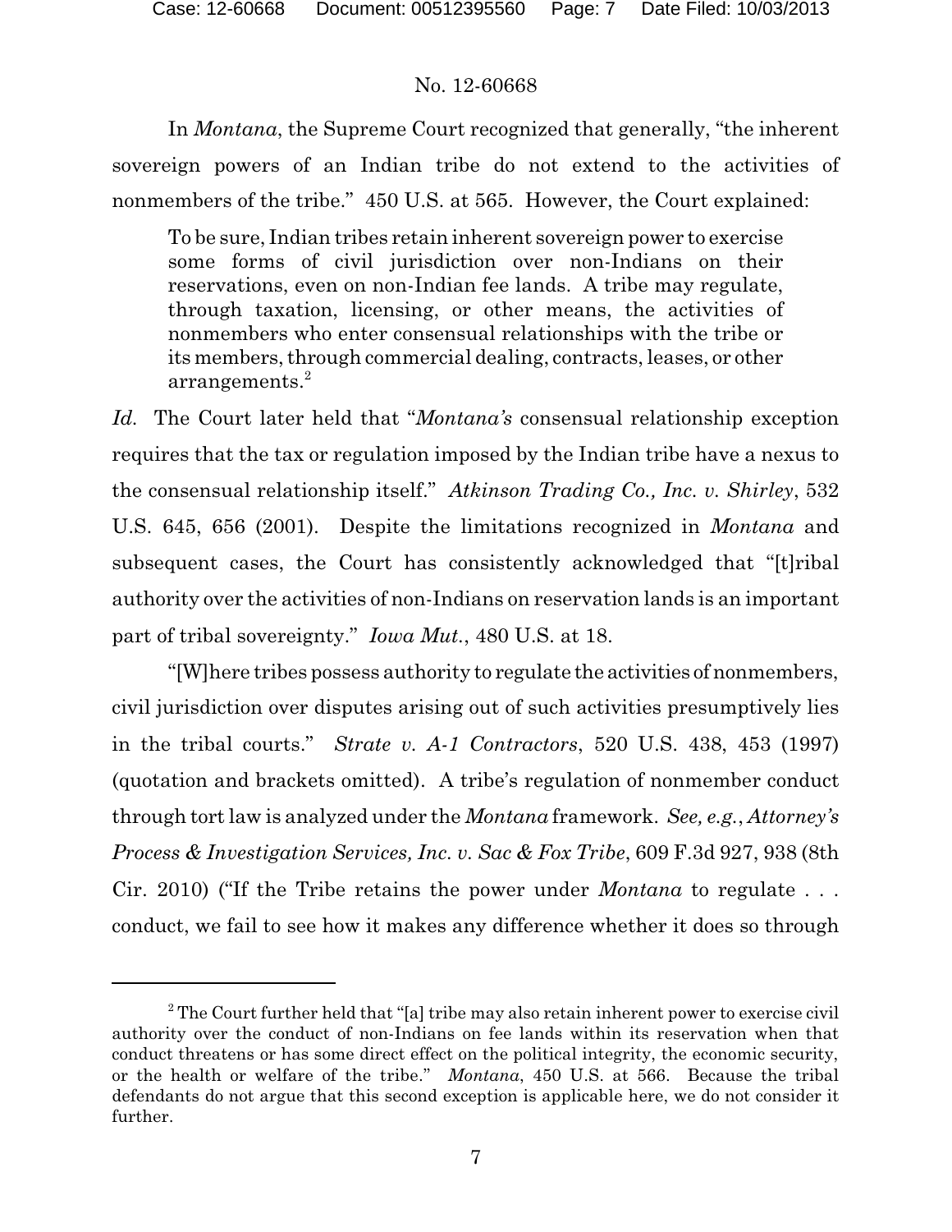In *Montana*, the Supreme Court recognized that generally, "the inherent sovereign powers of an Indian tribe do not extend to the activities of nonmembers of the tribe." 450 U.S. at 565. However, the Court explained:

> To be sure, Indian tribes retain inherent sovereign power to exercise some forms of civil jurisdiction over non-Indians on their reservations, even on non-Indian fee lands. A tribe may regulate, through taxation, licensing, or other means, the activities of nonmembers who enter consensual relationships with the tribe or its members, through commercial dealing, contracts, leases, or other arrangements.[2]

*Id.* The Court later held that "*Montana's* consensual relationship exception requires that the tax or regulation imposed by the Indian tribe have a nexus to the consensual relationship itself." *Atkinson Trading Co., Inc. v. Shirley*, 532 U.S. 645, 656 (2001). Despite the limitations recognized in *Montana* and subsequent cases, the Court has consistently acknowledged that "[t]ribal authority over the activities of non-Indians on reservation lands is an important part of tribal sovereignty." *Iowa Mut.*, 480 U.S. at 18.

"[W]here tribes possess authority to regulate the activities of nonmembers, civil jurisdiction over disputes arising out of such activities presumptively lies in the tribal courts." *Strate v. A-1 Contractors*, 520 U.S. 438, 453 (1997) (quotation and brackets omitted). A tribe's regulation of nonmember conduct through tort law is analyzed under the *Montana* framework. *See, e.g.*, *Attorney's Process & Investigation Services, Inc. v. Sac & Fox Tribe*, 609 F.3d 927, 938 (8th Cir. 2010) ("If the Tribe retains the power under *Montana* to regulate . . . conduct, we fail to see how it makes any difference whether it does so through

---

[2] The Court further held that "[a] tribe may also retain inherent power to exercise civil authority over the conduct of non-Indians on fee lands within its reservation when that conduct threatens or has some direct effect on the political integrity, the economic security, or the health or welfare of the tribe." *Montana*, 450 U.S. at 566. Because the tribal defendants do not argue that this second exception is applicable here, we do not consider it further.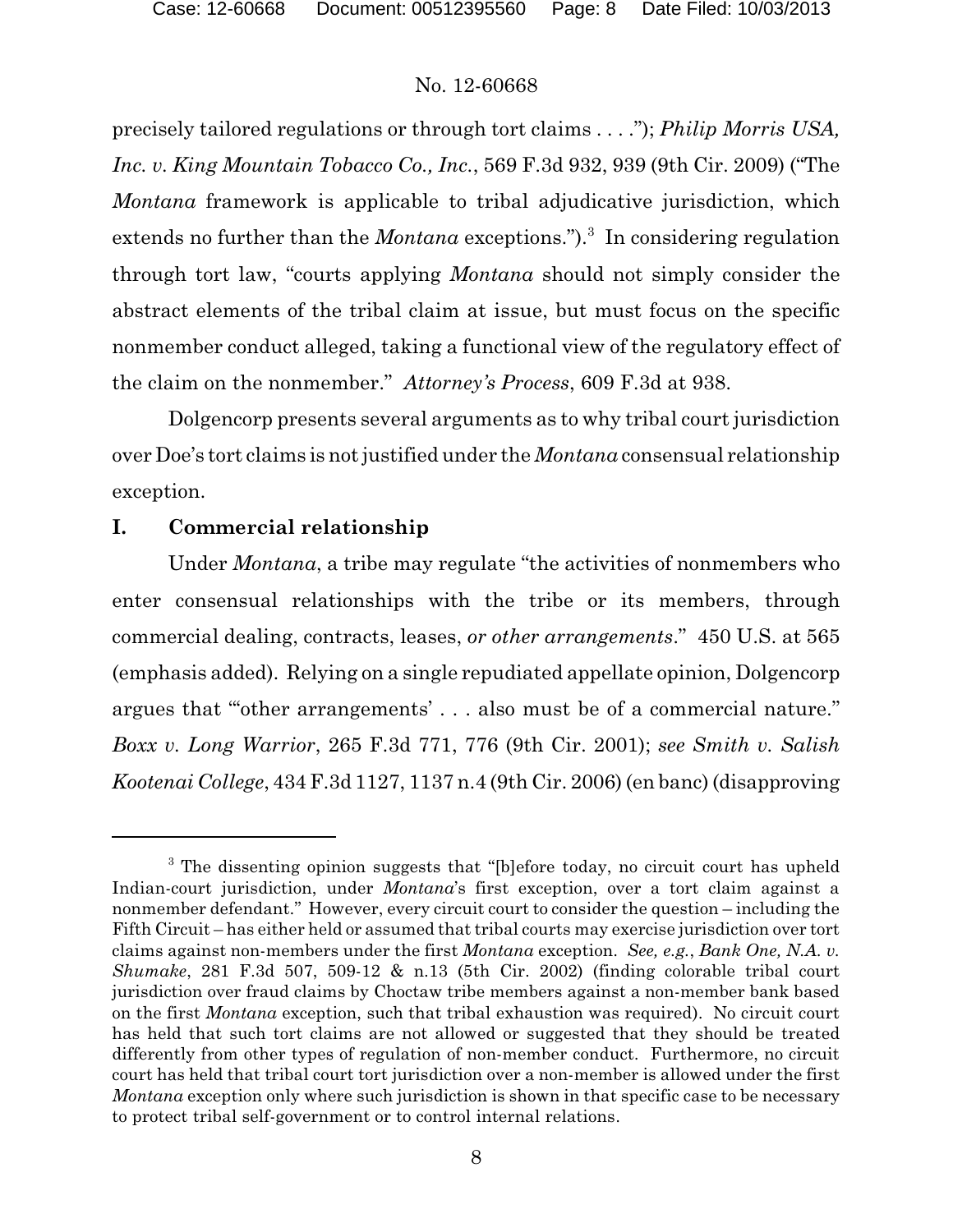precisely tailored regulations or through tort claims . . . ."); *Philip Morris USA, Inc. v. King Mountain Tobacco Co., Inc.*, 569 F.3d 932, 939 (9th Cir. 2009) ("The *Montana* framework is applicable to tribal adjudicative jurisdiction, which extends no further than the *Montana* exceptions.").[3] In considering regulation through tort law, "courts applying *Montana* should not simply consider the abstract elements of the tribal claim at issue, but must focus on the specific nonmember conduct alleged, taking a functional view of the regulatory effect of the claim on the nonmember." *Attorney's Process*, 609 F.3d at 938.

Dolgencorp presents several arguments as to why tribal court jurisdiction over Doe's tort claims is not justified under the *Montana* consensual relationship exception.

## I. Commercial relationship

Under *Montana*, a tribe may regulate "the activities of nonmembers who enter consensual relationships with the tribe or its members, through commercial dealing, contracts, leases, *or other arrangements*." 450 U.S. at 565 (emphasis added). Relying on a single repudiated appellate opinion, Dolgencorp argues that "'other arrangements' . . . also must be of a commercial nature." *Boxx v. Long Warrior*, 265 F.3d 771, 776 (9th Cir. 2001); *see Smith v. Salish Kootenai College*, 434 F.3d 1127, 1137 n.4 (9th Cir. 2006) (en banc) (disapproving

---

[3] The dissenting opinion suggests that "[b]efore today, no circuit court has upheld Indian-court jurisdiction, under *Montana*'s first exception, over a tort claim against a nonmember defendant." However, every circuit court to consider the question – including the Fifth Circuit – has either held or assumed that tribal courts may exercise jurisdiction over tort claims against non-members under the first *Montana* exception. *See, e.g.*, *Bank One, N.A. v. Shumake*, 281 F.3d 507, 509-12 & n.13 (5th Cir. 2002) (finding colorable tribal court jurisdiction over fraud claims by Choctaw tribe members against a non-member bank based on the first *Montana* exception, such that tribal exhaustion was required). No circuit court has held that such tort claims are not allowed or suggested that they should be treated differently from other types of regulation of non-member conduct. Furthermore, no circuit court has held that tribal court tort jurisdiction over a non-member is allowed under the first *Montana* exception only where such jurisdiction is shown in that specific case to be necessary to protect tribal self-government or to control internal relations.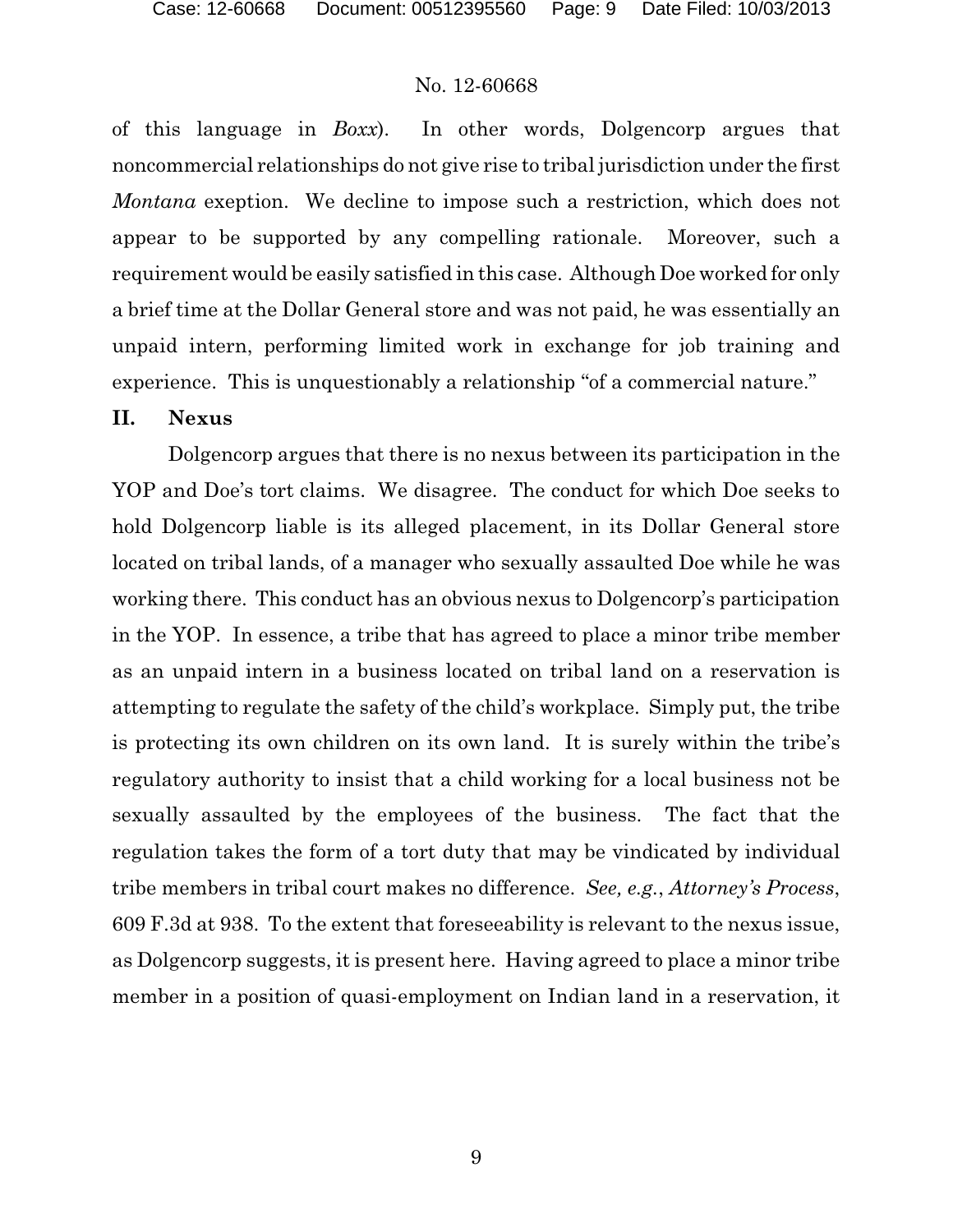of this language in *Boxx*). In other words, Dolgencorp argues that noncommercial relationships do not give rise to tribal jurisdiction under the first *Montana* exeption. We decline to impose such a restriction, which does not appear to be supported by any compelling rationale. Moreover, such a requirement would be easily satisfied in this case. Although Doe worked for only a brief time at the Dollar General store and was not paid, he was essentially an unpaid intern, performing limited work in exchange for job training and experience. This is unquestionably a relationship "of a commercial nature."

## II. Nexus

Dolgencorp argues that there is no nexus between its participation in the YOP and Doe's tort claims. We disagree. The conduct for which Doe seeks to hold Dolgencorp liable is its alleged placement, in its Dollar General store located on tribal lands, of a manager who sexually assaulted Doe while he was working there. This conduct has an obvious nexus to Dolgencorp's participation in the YOP. In essence, a tribe that has agreed to place a minor tribe member as an unpaid intern in a business located on tribal land on a reservation is attempting to regulate the safety of the child's workplace. Simply put, the tribe is protecting its own children on its own land. It is surely within the tribe's regulatory authority to insist that a child working for a local business not be sexually assaulted by the employees of the business. The fact that the regulation takes the form of a tort duty that may be vindicated by individual tribe members in tribal court makes no difference. *See, e.g.*, *Attorney's Process*, 609 F.3d at 938. To the extent that foreseeability is relevant to the nexus issue, as Dolgencorp suggests, it is present here. Having agreed to place a minor tribe member in a position of quasi-employment on Indian land in a reservation, it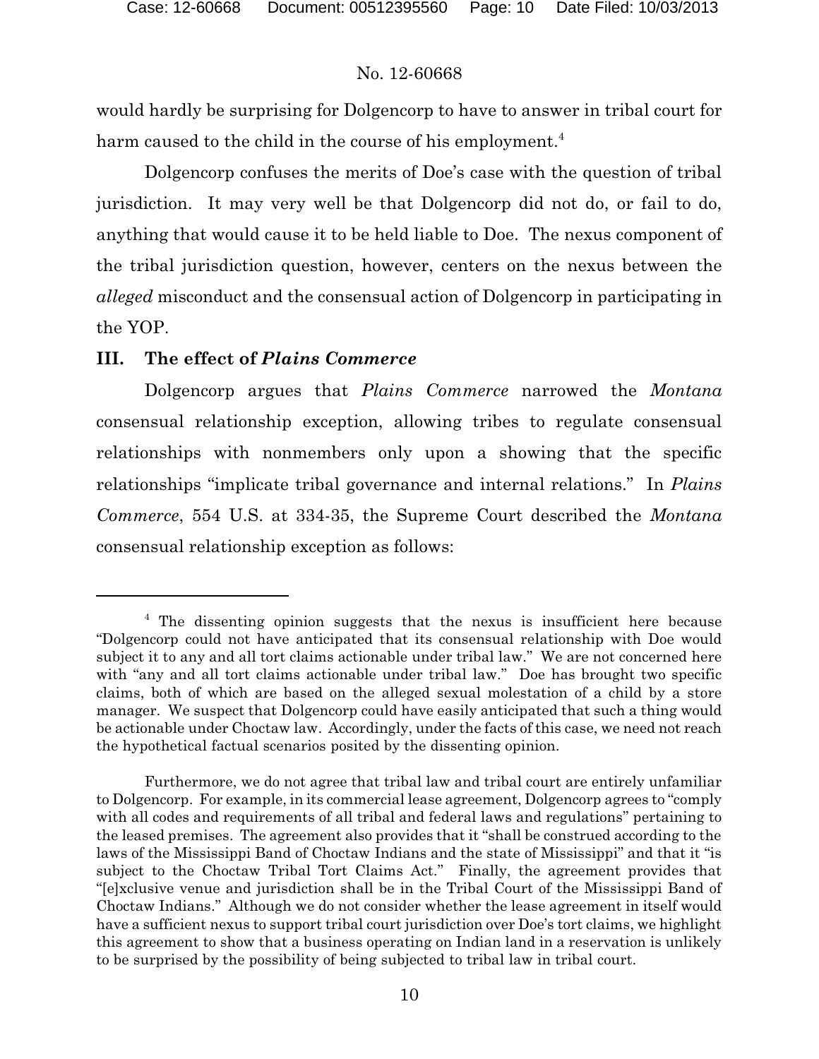would hardly be surprising for Dolgencorp to have to answer in tribal court for harm caused to the child in the course of his employment.[4]

Dolgencorp confuses the merits of Doe's case with the question of tribal jurisdiction. It may very well be that Dolgencorp did not do, or fail to do, anything that would cause it to be held liable to Doe. The nexus component of the tribal jurisdiction question, however, centers on the nexus between the *alleged* misconduct and the consensual action of Dolgencorp in participating in the YOP.

## III. The effect of *Plains Commerce*

Dolgencorp argues that *Plains Commerce* narrowed the *Montana* consensual relationship exception, allowing tribes to regulate consensual relationships with nonmembers only upon a showing that the specific relationships "implicate tribal governance and internal relations." In *Plains Commerce*, 554 U.S. at 334-35, the Supreme Court described the *Montana* consensual relationship exception as follows:

---

[4] The dissenting opinion suggests that the nexus is insufficient here because "Dolgencorp could not have anticipated that its consensual relationship with Doe would subject it to any and all tort claims actionable under tribal law." We are not concerned here with "any and all tort claims actionable under tribal law." Doe has brought two specific claims, both of which are based on the alleged sexual molestation of a child by a store manager. We suspect that Dolgencorp could have easily anticipated that such a thing would be actionable under Choctaw law. Accordingly, under the facts of this case, we need not reach the hypothetical factual scenarios posited by the dissenting opinion.

Furthermore, we do not agree that tribal law and tribal court are entirely unfamiliar to Dolgencorp. For example, in its commercial lease agreement, Dolgencorp agrees to "comply with all codes and requirements of all tribal and federal laws and regulations" pertaining to the leased premises. The agreement also provides that it "shall be construed according to the laws of the Mississippi Band of Choctaw Indians and the state of Mississippi" and that it "is subject to the Choctaw Tribal Tort Claims Act." Finally, the agreement provides that "[e]xclusive venue and jurisdiction shall be in the Tribal Court of the Mississippi Band of Choctaw Indians." Although we do not consider whether the lease agreement in itself would have a sufficient nexus to support tribal court jurisdiction over Doe's tort claims, we highlight this agreement to show that a business operating on Indian land in a reservation is unlikely to be surprised by the possibility of being subjected to tribal law in tribal court.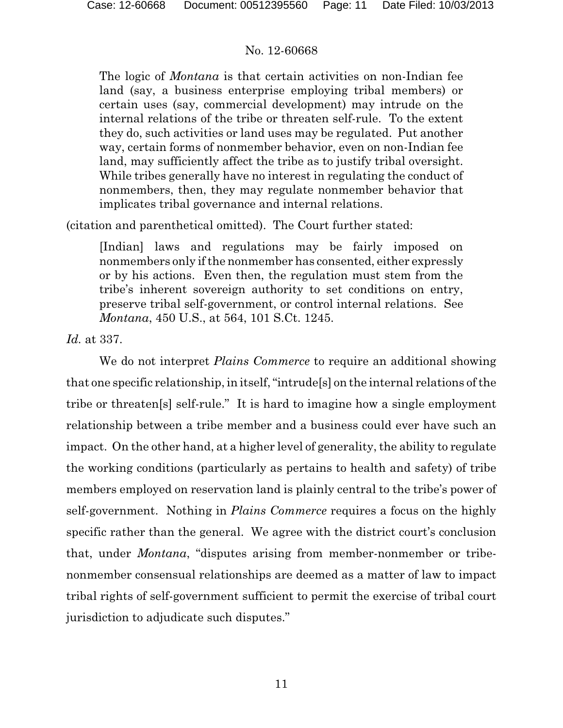> The logic of *Montana* is that certain activities on non-Indian fee land (say, a business enterprise employing tribal members) or certain uses (say, commercial development) may intrude on the internal relations of the tribe or threaten self-rule. To the extent they do, such activities or land uses may be regulated. Put another way, certain forms of nonmember behavior, even on non-Indian fee land, may sufficiently affect the tribe as to justify tribal oversight. While tribes generally have no interest in regulating the conduct of nonmembers, then, they may regulate nonmember behavior that implicates tribal governance and internal relations.

(citation and parenthetical omitted). The Court further stated:

> [Indian] laws and regulations may be fairly imposed on nonmembers only if the nonmember has consented, either expressly or by his actions. Even then, the regulation must stem from the tribe's inherent sovereign authority to set conditions on entry, preserve tribal self-government, or control internal relations. See *Montana*, 450 U.S., at 564, 101 S.Ct. 1245.

*Id.* at 337.

We do not interpret *Plains Commerce* to require an additional showing that one specific relationship, in itself, "intrude[s] on the internal relations of the tribe or threaten[s] self-rule." It is hard to imagine how a single employment relationship between a tribe member and a business could ever have such an impact. On the other hand, at a higher level of generality, the ability to regulate the working conditions (particularly as pertains to health and safety) of tribe members employed on reservation land is plainly central to the tribe's power of self-government. Nothing in *Plains Commerce* requires a focus on the highly specific rather than the general. We agree with the district court's conclusion that, under *Montana*, "disputes arising from member-nonmember or tribe-nonmember consensual relationships are deemed as a matter of law to impact tribal rights of self-government sufficient to permit the exercise of tribal court jurisdiction to adjudicate such disputes."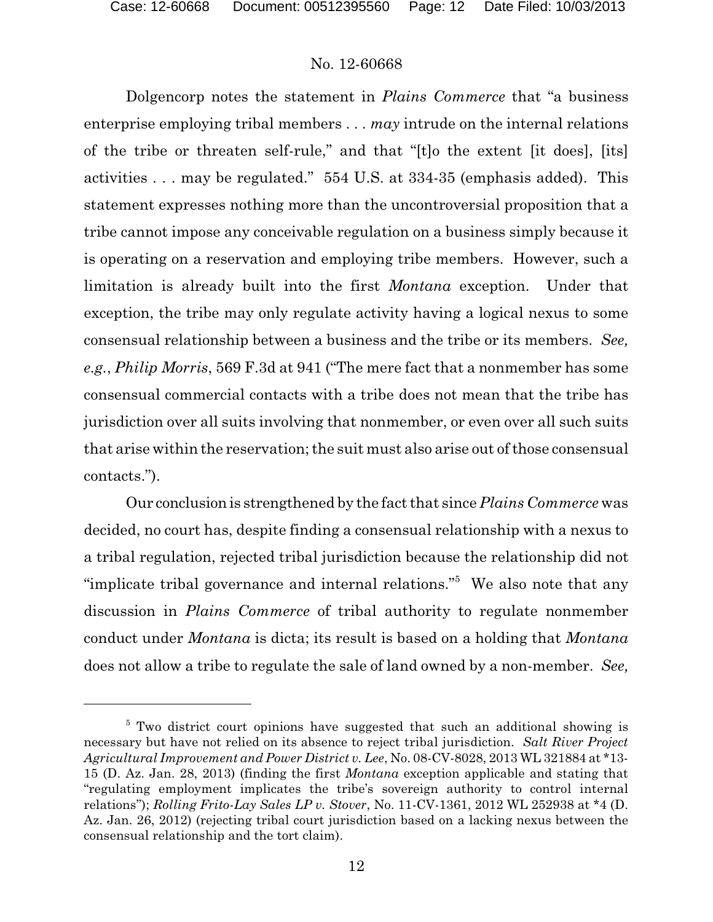Dolgencorp notes the statement in *Plains Commerce* that "a business enterprise employing tribal members . . . *may* intrude on the internal relations of the tribe or threaten self-rule," and that "[t]o the extent [it does], [its] activities . . . may be regulated." 554 U.S. at 334-35 (emphasis added). This statement expresses nothing more than the uncontroversial proposition that a tribe cannot impose any conceivable regulation on a business simply because it is operating on a reservation and employing tribe members. However, such a limitation is already built into the first *Montana* exception. Under that exception, the tribe may only regulate activity having a logical nexus to some consensual relationship between a business and the tribe or its members. *See, e.g.*, *Philip Morris*, 569 F.3d at 941 ("The mere fact that a nonmember has some consensual commercial contacts with a tribe does not mean that the tribe has jurisdiction over all suits involving that nonmember, or even over all such suits that arise within the reservation; the suit must also arise out of those consensual contacts.").

Our conclusion is strengthened by the fact that since *Plains Commerce* was decided, no court has, despite finding a consensual relationship with a nexus to a tribal regulation, rejected tribal jurisdiction because the relationship did not "implicate tribal governance and internal relations."[5] We also note that any discussion in *Plains Commerce* of tribal authority to regulate nonmember conduct under *Montana* is dicta; its result is based on a holding that *Montana* does not allow a tribe to regulate the sale of land owned by a non-member. *See,*

---

[5] Two district court opinions have suggested that such an additional showing is necessary but have not relied on its absence to reject tribal jurisdiction. *Salt River Project Agricultural Improvement and Power District v. Lee*, No. 08-CV-8028, 2013 WL 321884 at *13-15 (D. Az. Jan. 28, 2013) (finding the first *Montana* exception applicable and stating that "regulating employment implicates the tribe's sovereign authority to control internal relations"); *Rolling Frito-Lay Sales LP v. Stover*, No. 11-CV-1361, 2012 WL 252938 at *4 (D. Az. Jan. 26, 2012) (rejecting tribal court jurisdiction based on a lacking nexus between the consensual relationship and the tort claim).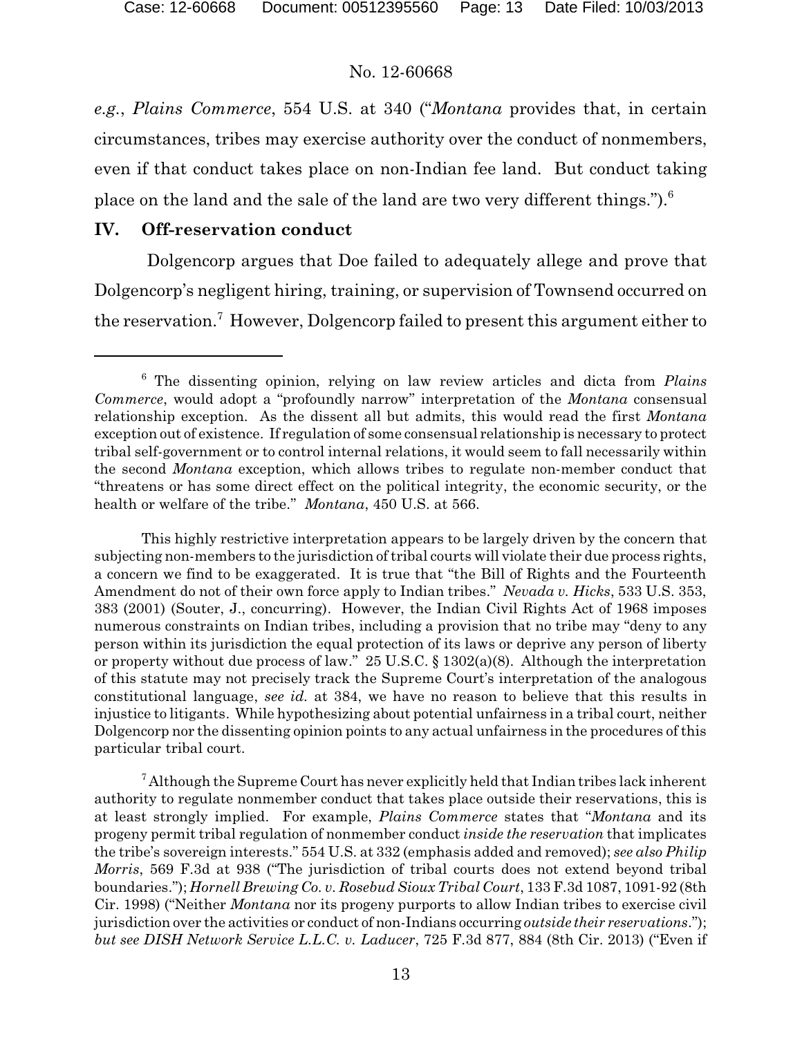*e.g.*, *Plains Commerce*, 554 U.S. at 340 ("*Montana* provides that, in certain circumstances, tribes may exercise authority over the conduct of nonmembers, even if that conduct takes place on non-Indian fee land. But conduct taking place on the land and the sale of the land are two very different things.").[6]

## IV. Off-reservation conduct

Dolgencorp argues that Doe failed to adequately allege and prove that Dolgencorp's negligent hiring, training, or supervision of Townsend occurred on the reservation.[7] However, Dolgencorp failed to present this argument either to

---

[6] The dissenting opinion, relying on law review articles and dicta from *Plains Commerce*, would adopt a "profoundly narrow" interpretation of the *Montana* consensual relationship exception. As the dissent all but admits, this would read the first *Montana* exception out of existence. If regulation of some consensual relationship is necessary to protect tribal self-government or to control internal relations, it would seem to fall necessarily within the second *Montana* exception, which allows tribes to regulate non-member conduct that "threatens or has some direct effect on the political integrity, the economic security, or the health or welfare of the tribe." *Montana*, 450 U.S. at 566.

This highly restrictive interpretation appears to be largely driven by the concern that subjecting non-members to the jurisdiction of tribal courts will violate their due process rights, a concern we find to be exaggerated. It is true that "the Bill of Rights and the Fourteenth Amendment do not of their own force apply to Indian tribes." *Nevada v. Hicks*, 533 U.S. 353, 383 (2001) (Souter, J., concurring). However, the Indian Civil Rights Act of 1968 imposes numerous constraints on Indian tribes, including a provision that no tribe may "deny to any person within its jurisdiction the equal protection of its laws or deprive any person of liberty or property without due process of law." 25 U.S.C. § 1302(a)(8). Although the interpretation of this statute may not precisely track the Supreme Court's interpretation of the analogous constitutional language, *see id.* at 384, we have no reason to believe that this results in injustice to litigants. While hypothesizing about potential unfairness in a tribal court, neither Dolgencorp nor the dissenting opinion points to any actual unfairness in the procedures of this particular tribal court.

[7] Although the Supreme Court has never explicitly held that Indian tribes lack inherent authority to regulate nonmember conduct that takes place outside their reservations, this is at least strongly implied. For example, *Plains Commerce* states that "*Montana* and its progeny permit tribal regulation of nonmember conduct *inside the reservation* that implicates the tribe's sovereign interests." 554 U.S. at 332 (emphasis added and removed); *see also Philip Morris*, 569 F.3d at 938 ("The jurisdiction of tribal courts does not extend beyond tribal boundaries."); *Hornell Brewing Co. v. Rosebud Sioux Tribal Court*, 133 F.3d 1087, 1091-92 (8th Cir. 1998) ("Neither *Montana* nor its progeny purports to allow Indian tribes to exercise civil jurisdiction over the activities or conduct of non-Indians occurring *outside their reservations*."); *but see DISH Network Service L.L.C. v. Laducer*, 725 F.3d 877, 884 (8th Cir. 2013) ("Even if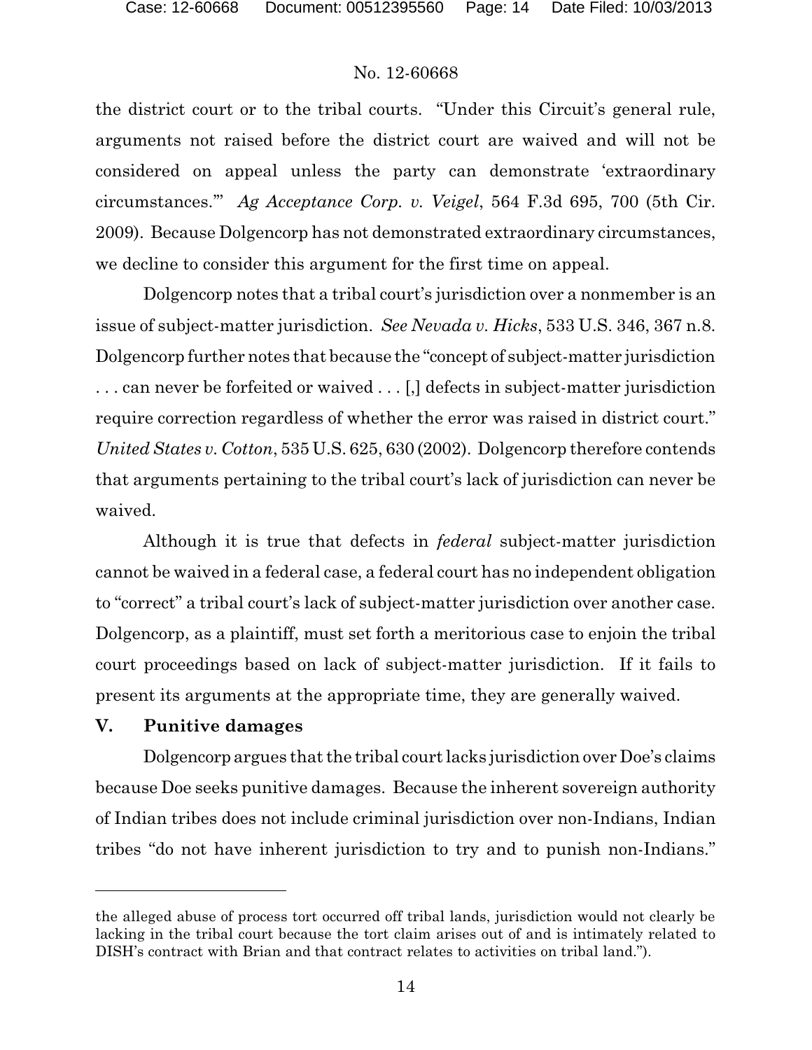the district court or to the tribal courts. "Under this Circuit's general rule, arguments not raised before the district court are waived and will not be considered on appeal unless the party can demonstrate 'extraordinary circumstances.'" *Ag Acceptance Corp. v. Veigel*, 564 F.3d 695, 700 (5th Cir. 2009). Because Dolgencorp has not demonstrated extraordinary circumstances, we decline to consider this argument for the first time on appeal.

Dolgencorp notes that a tribal court's jurisdiction over a nonmember is an issue of subject-matter jurisdiction. *See Nevada v. Hicks*, 533 U.S. 346, 367 n.8. Dolgencorp further notes that because the "concept of subject-matter jurisdiction . . . can never be forfeited or waived . . . [,] defects in subject-matter jurisdiction require correction regardless of whether the error was raised in district court." *United States v. Cotton*, 535 U.S. 625, 630 (2002). Dolgencorp therefore contends that arguments pertaining to the tribal court's lack of jurisdiction can never be waived.

Although it is true that defects in *federal* subject-matter jurisdiction cannot be waived in a federal case, a federal court has no independent obligation to "correct" a tribal court's lack of subject-matter jurisdiction over another case. Dolgencorp, as a plaintiff, must set forth a meritorious case to enjoin the tribal court proceedings based on lack of subject-matter jurisdiction. If it fails to present its arguments at the appropriate time, they are generally waived.

## V. Punitive damages

Dolgencorp argues that the tribal court lacks jurisdiction over Doe's claims because Doe seeks punitive damages. Because the inherent sovereign authority of Indian tribes does not include criminal jurisdiction over non-Indians, Indian tribes "do not have inherent jurisdiction to try and to punish non-Indians."

---

the alleged abuse of process tort occurred off tribal lands, jurisdiction would not clearly be lacking in the tribal court because the tort claim arises out of and is intimately related to DISH's contract with Brian and that contract relates to activities on tribal land.").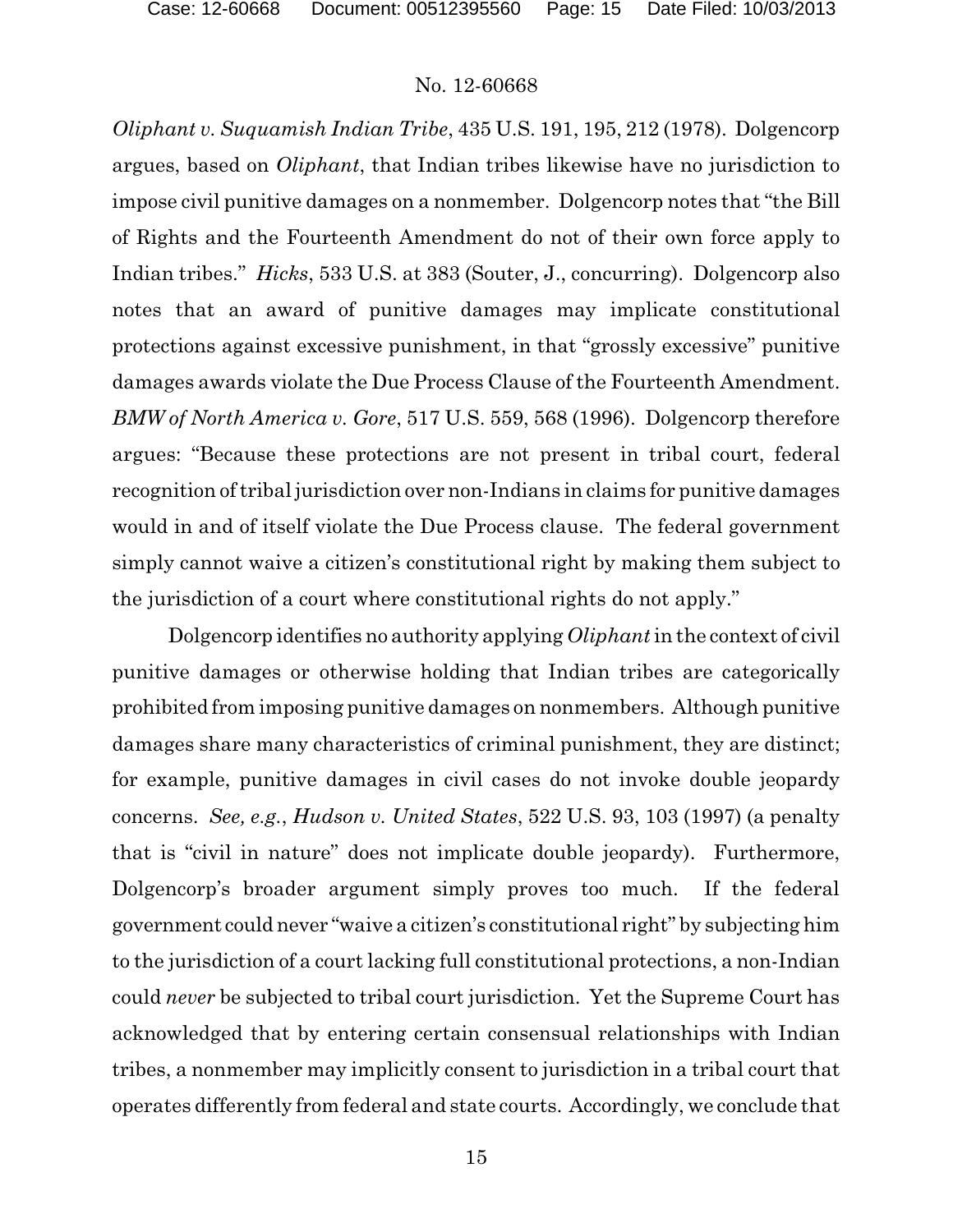*Oliphant v. Suquamish Indian Tribe*, 435 U.S. 191, 195, 212 (1978). Dolgencorp argues, based on *Oliphant*, that Indian tribes likewise have no jurisdiction to impose civil punitive damages on a nonmember. Dolgencorp notes that "the Bill of Rights and the Fourteenth Amendment do not of their own force apply to Indian tribes." *Hicks*, 533 U.S. at 383 (Souter, J., concurring). Dolgencorp also notes that an award of punitive damages may implicate constitutional protections against excessive punishment, in that "grossly excessive" punitive damages awards violate the Due Process Clause of the Fourteenth Amendment. *BMW of North America v. Gore*, 517 U.S. 559, 568 (1996). Dolgencorp therefore argues: "Because these protections are not present in tribal court, federal recognition of tribal jurisdiction over non-Indians in claims for punitive damages would in and of itself violate the Due Process clause. The federal government simply cannot waive a citizen's constitutional right by making them subject to the jurisdiction of a court where constitutional rights do not apply."

Dolgencorp identifies no authority applying *Oliphant* in the context of civil punitive damages or otherwise holding that Indian tribes are categorically prohibited from imposing punitive damages on nonmembers. Although punitive damages share many characteristics of criminal punishment, they are distinct; for example, punitive damages in civil cases do not invoke double jeopardy concerns. *See, e.g.*, *Hudson v. United States*, 522 U.S. 93, 103 (1997) (a penalty that is "civil in nature" does not implicate double jeopardy). Furthermore, Dolgencorp's broader argument simply proves too much. If the federal government could never "waive a citizen's constitutional right" by subjecting him to the jurisdiction of a court lacking full constitutional protections, a non-Indian could *never* be subjected to tribal court jurisdiction. Yet the Supreme Court has acknowledged that by entering certain consensual relationships with Indian tribes, a nonmember may implicitly consent to jurisdiction in a tribal court that operates differently from federal and state courts. Accordingly, we conclude that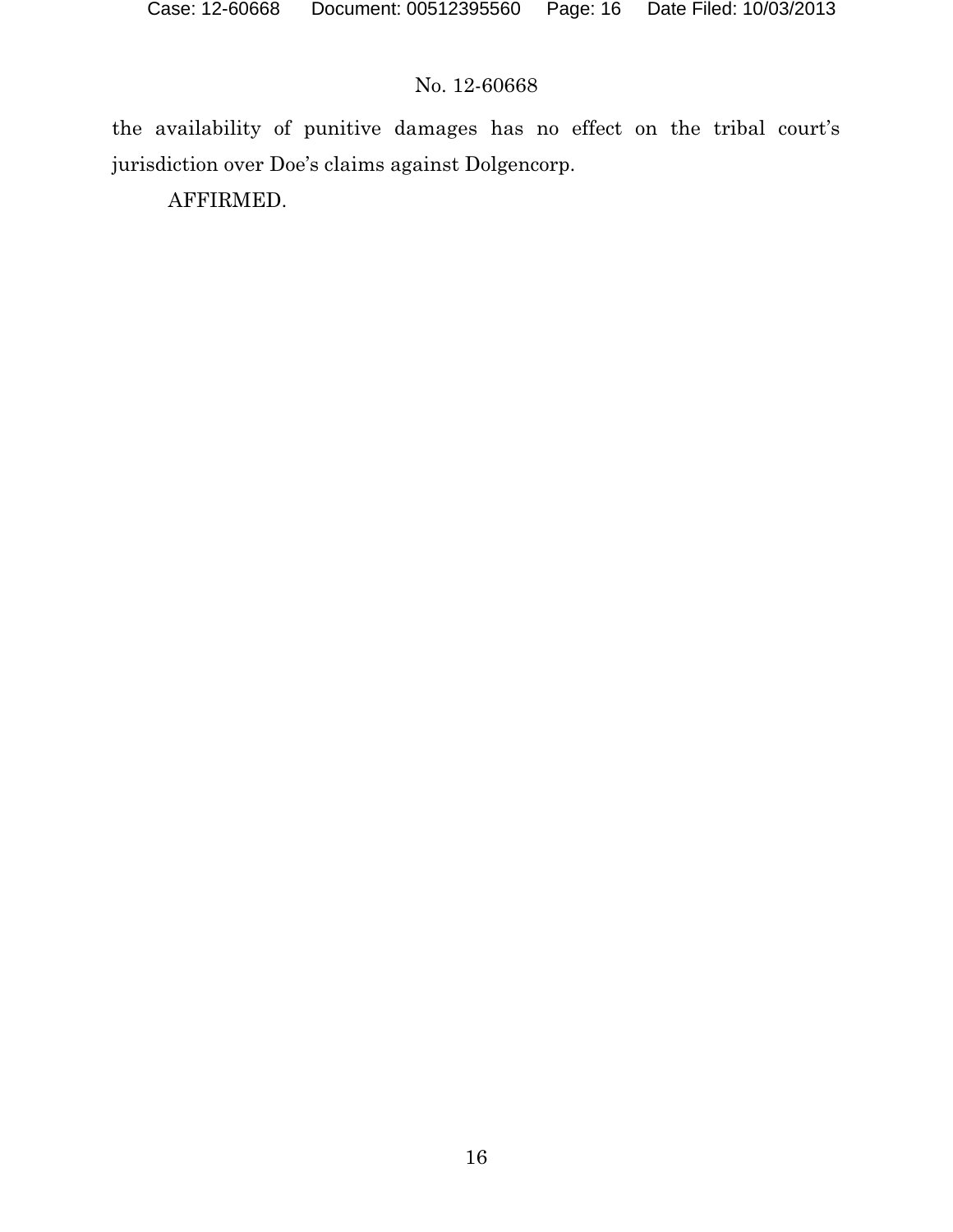the availability of punitive damages has no effect on the tribal court's jurisdiction over Doe's claims against Dolgencorp.

AFFIRMED.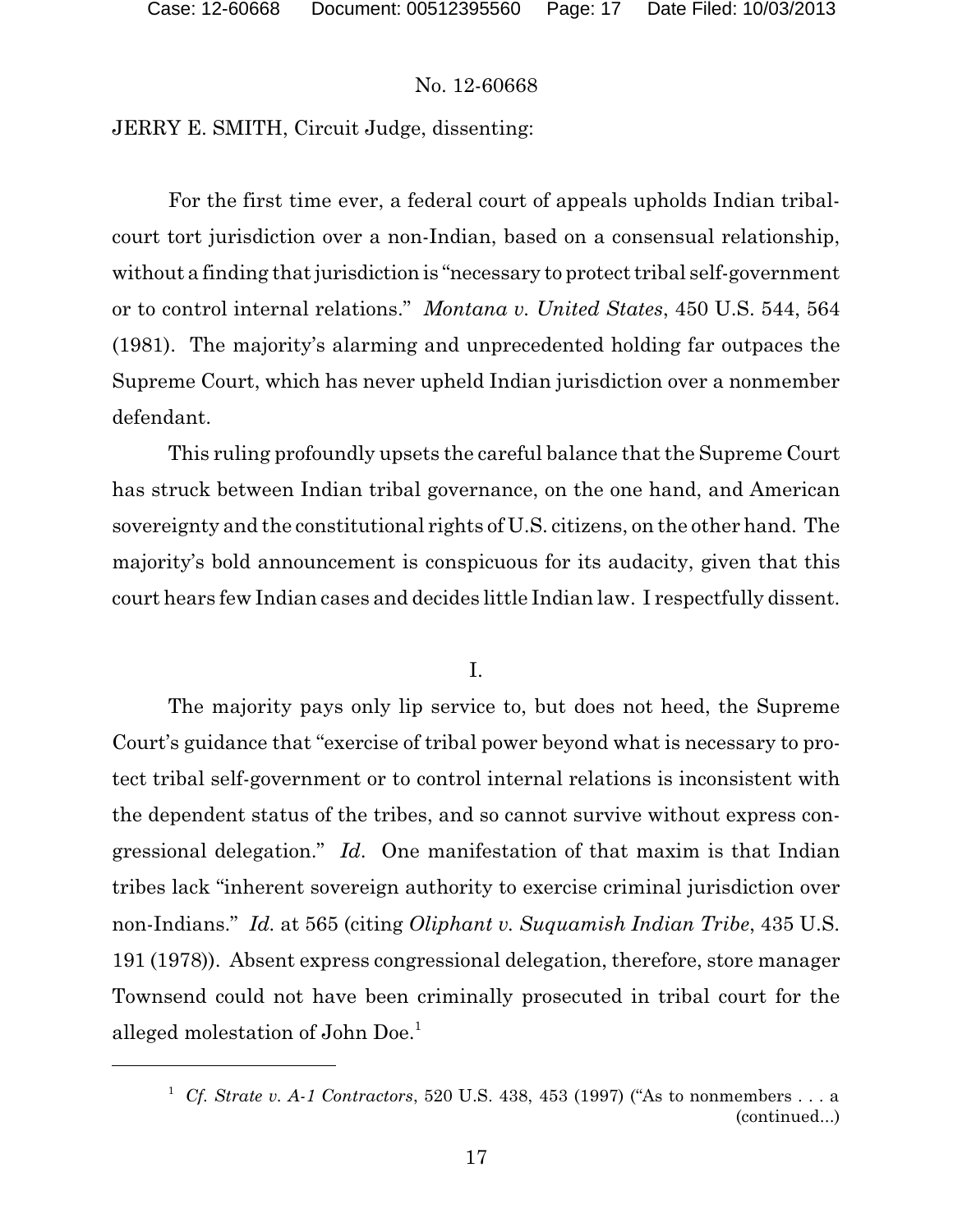No. 12-60668

JERRY E. SMITH, Circuit Judge, dissenting:

For the first time ever, a federal court of appeals upholds Indian tribal-court tort jurisdiction over a non-Indian, based on a consensual relationship, without a finding that jurisdiction is "necessary to protect tribal self-government or to control internal relations." *Montana v. United States*, 450 U.S. 544, 564 (1981). The majority's alarming and unprecedented holding far outpaces the Supreme Court, which has never upheld Indian jurisdiction over a nonmember defendant.

This ruling profoundly upsets the careful balance that the Supreme Court has struck between Indian tribal governance, on the one hand, and American sovereignty and the constitutional rights of U.S. citizens, on the other hand. The majority's bold announcement is conspicuous for its audacity, given that this court hears few Indian cases and decides little Indian law. I respectfully dissent.

I.

The majority pays only lip service to, but does not heed, the Supreme Court's guidance that "exercise of tribal power beyond what is necessary to protect tribal self-government or to control internal relations is inconsistent with the dependent status of the tribes, and so cannot survive without express congressional delegation." *Id*. One manifestation of that maxim is that Indian tribes lack "inherent sovereign authority to exercise criminal jurisdiction over non-Indians." *Id.* at 565 (citing *Oliphant v. Suquamish Indian Tribe*, 435 U.S. 191 (1978)). Absent express congressional delegation, therefore, store manager Townsend could not have been criminally prosecuted in tribal court for the alleged molestation of John Doe.[1]

[1] *Cf. Strate v. A-1 Contractors*, 520 U.S. 438, 453 (1997) ("As to nonmembers . . . a (continued...)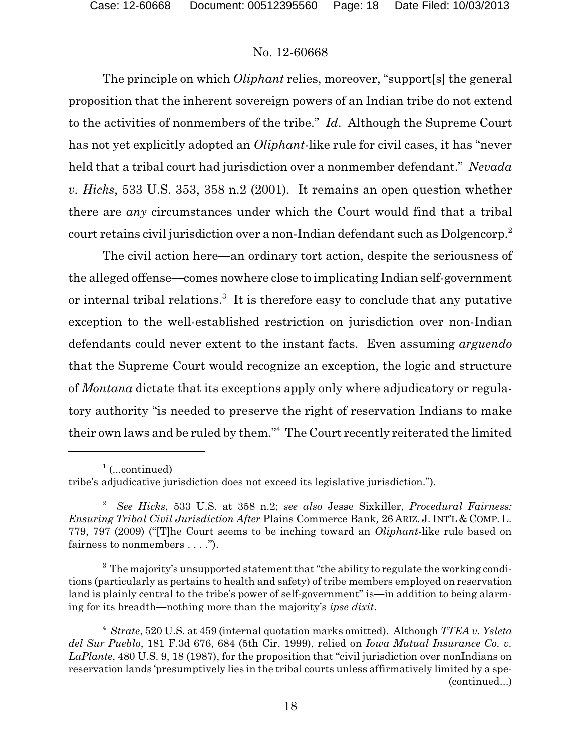The principle on which *Oliphant* relies, moreover, "support[s] the general proposition that the inherent sovereign powers of an Indian tribe do not extend to the activities of nonmembers of the tribe." *Id.* Although the Supreme Court has not yet explicitly adopted an *Oliphant*-like rule for civil cases, it has "never held that a tribal court had jurisdiction over a nonmember defendant." *Nevada v. Hicks*, 533 U.S. 353, 358 n.2 (2001). It remains an open question whether there are *any* circumstances under which the Court would find that a tribal court retains civil jurisdiction over a non-Indian defendant such as Dolgencorp.[2]

The civil action here—an ordinary tort action, despite the seriousness of the alleged offense—comes nowhere close to implicating Indian self-government or internal tribal relations.[3] It is therefore easy to conclude that any putative exception to the well-established restriction on jurisdiction over non-Indian defendants could never extent to the instant facts. Even assuming *arguendo* that the Supreme Court would recognize an exception, the logic and structure of *Montana* dictate that its exceptions apply only where adjudicatory or regulatory authority "is needed to preserve the right of reservation Indians to make their own laws and be ruled by them."[4] The Court recently reiterated the limited

---

[1] (...continued)
tribe's adjudicative jurisdiction does not exceed its legislative jurisdiction.").

[2] *See Hicks*, 533 U.S. at 358 n.2; *see also* Jesse Sixkiller, *Procedural Fairness: Ensuring Tribal Civil Jurisdiction After* Plains Commerce Bank, 26 ARIZ. J. INT'L & COMP. L. 779, 797 (2009) ("[T]he Court seems to be inching toward an *Oliphant*-like rule based on fairness to nonmembers . . . .").

[3] The majority's unsupported statement that "the ability to regulate the working conditions (particularly as pertains to health and safety) of tribe members employed on reservation land is plainly central to the tribe's power of self-government" is—in addition to being alarming for its breadth—nothing more than the majority's *ipse dixit*.

[4] *Strate*, 520 U.S. at 459 (internal quotation marks omitted). Although *TTEA v. Ysleta del Sur Pueblo*, 181 F.3d 676, 684 (5th Cir. 1999), relied on *Iowa Mutual Insurance Co. v. LaPlante*, 480 U.S. 9, 18 (1987), for the proposition that "civil jurisdiction over nonIndians on reservation lands 'presumptively lies in the tribal courts unless affirmatively limited by a spe-
(continued...)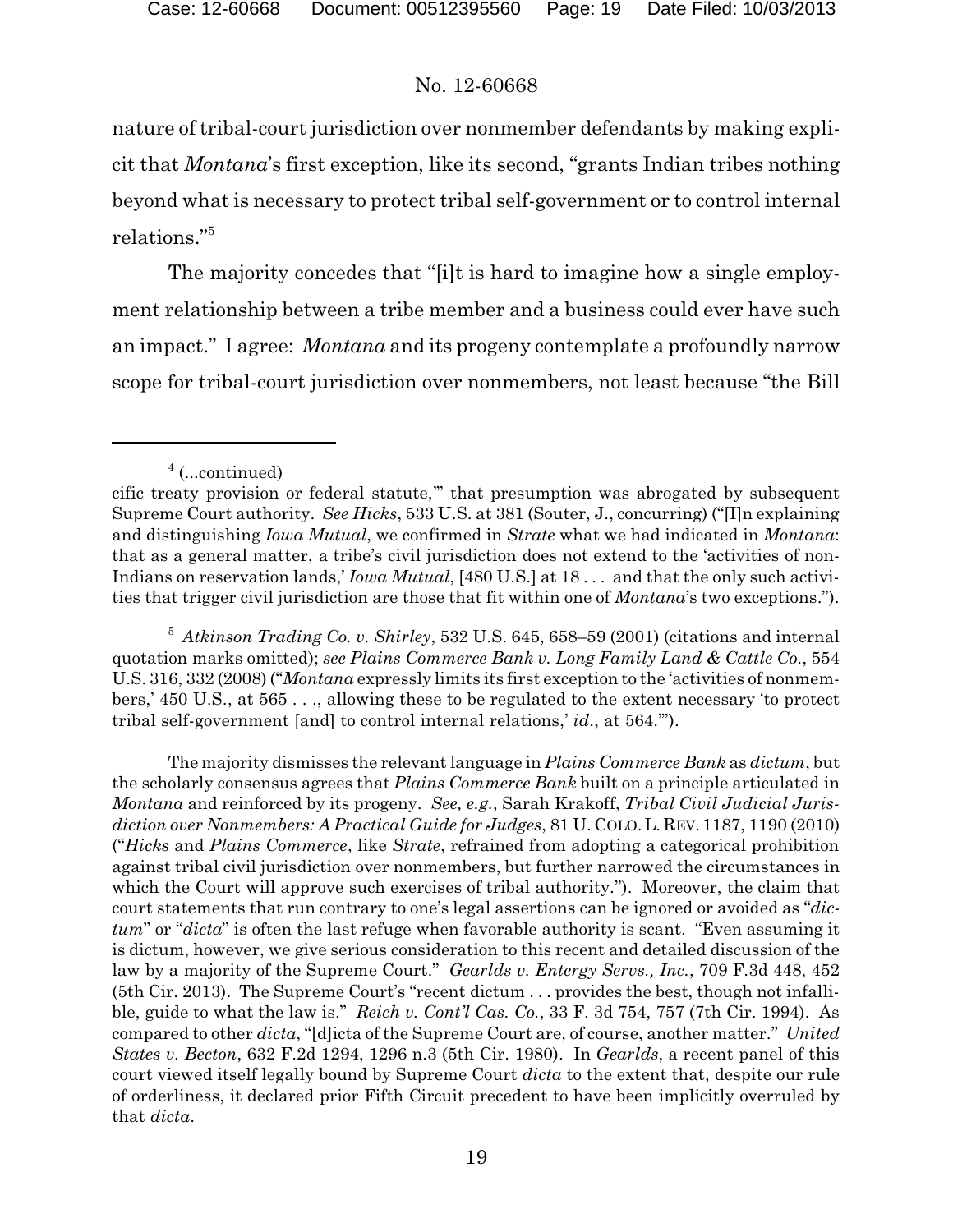nature of tribal-court jurisdiction over nonmember defendants by making explicit that *Montana*'s first exception, like its second, "grants Indian tribes nothing beyond what is necessary to protect tribal self-government or to control internal relations."[5]

The majority concedes that "[i]t is hard to imagine how a single employment relationship between a tribe member and a business could ever have such an impact." I agree: *Montana* and its progeny contemplate a profoundly narrow scope for tribal-court jurisdiction over nonmembers, not least because "the Bill

---

[4] (...continued)

cific treaty provision or federal statute,'" that presumption was abrogated by subsequent Supreme Court authority. *See Hicks*, 533 U.S. at 381 (Souter, J., concurring) ("[I]n explaining and distinguishing *Iowa Mutual*, we confirmed in *Strate* what we had indicated in *Montana*: that as a general matter, a tribe's civil jurisdiction does not extend to the 'activities of non-Indians on reservation lands,' *Iowa Mutual*, [480 U.S.] at 18 . . . and that the only such activities that trigger civil jurisdiction are those that fit within one of *Montana*'s two exceptions.").

[5] *Atkinson Trading Co. v. Shirley*, 532 U.S. 645, 658–59 (2001) (citations and internal quotation marks omitted); *see Plains Commerce Bank v. Long Family Land & Cattle Co.*, 554 U.S. 316, 332 (2008) ("*Montana* expressly limits its first exception to the 'activities of nonmembers,' 450 U.S., at 565 . . ., allowing these to be regulated to the extent necessary 'to protect tribal self-government [and] to control internal relations,' *id.*, at 564.'").

The majority dismisses the relevant language in *Plains Commerce Bank* as *dictum*, but the scholarly consensus agrees that *Plains Commerce Bank* built on a principle articulated in *Montana* and reinforced by its progeny. *See, e.g.*, Sarah Krakoff, *Tribal Civil Judicial Jurisdiction over Nonmembers: A Practical Guide for Judges*, 81 U. COLO. L. REV. 1187, 1190 (2010) ("*Hicks* and *Plains Commerce*, like *Strate*, refrained from adopting a categorical prohibition against tribal civil jurisdiction over nonmembers, but further narrowed the circumstances in which the Court will approve such exercises of tribal authority."). Moreover, the claim that court statements that run contrary to one's legal assertions can be ignored or avoided as "*dictum*" or "*dicta*" is often the last refuge when favorable authority is scant. "Even assuming it is dictum, however, we give serious consideration to this recent and detailed discussion of the law by a majority of the Supreme Court." *Gearlds v. Entergy Servs., Inc.*, 709 F.3d 448, 452 (5th Cir. 2013). The Supreme Court's "recent dictum . . . provides the best, though not infallible, guide to what the law is." *Reich v. Cont'l Cas. Co.*, 33 F. 3d 754, 757 (7th Cir. 1994). As compared to other *dicta*, "[d]icta of the Supreme Court are, of course, another matter." *United States v. Becton*, 632 F.2d 1294, 1296 n.3 (5th Cir. 1980). In *Gearlds*, a recent panel of this court viewed itself legally bound by Supreme Court *dicta* to the extent that, despite our rule of orderliness, it declared prior Fifth Circuit precedent to have been implicitly overruled by that *dicta*.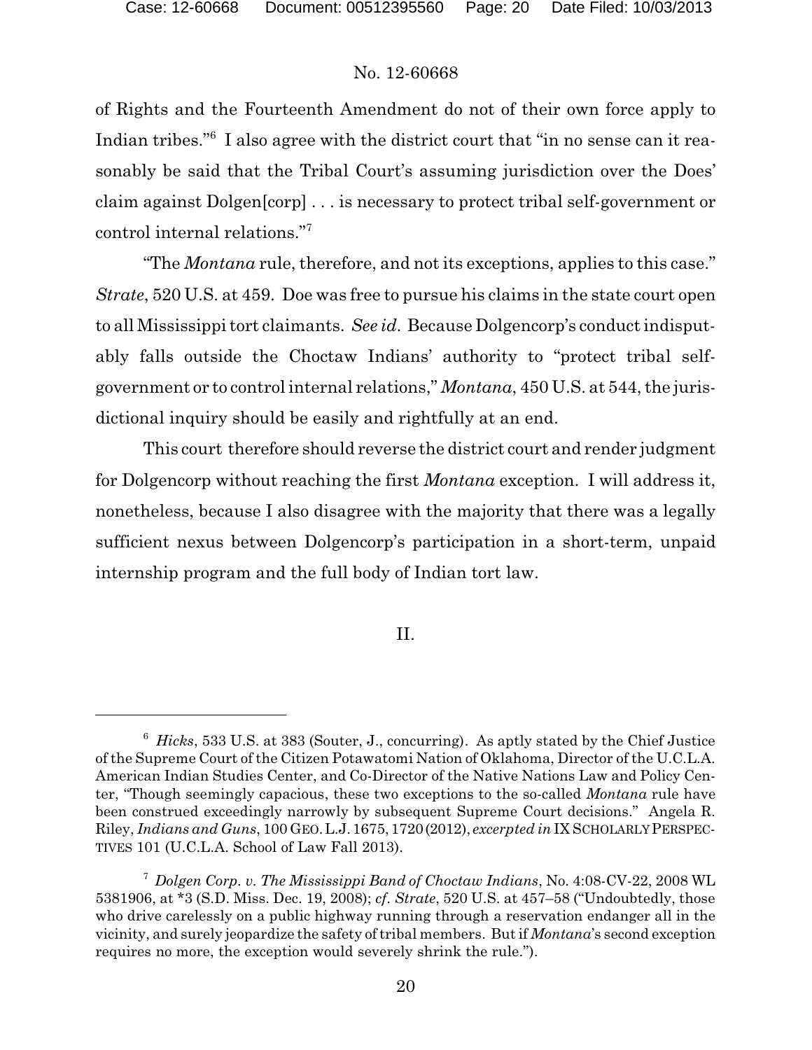of Rights and the Fourteenth Amendment do not of their own force apply to Indian tribes."[6] I also agree with the district court that "in no sense can it reasonably be said that the Tribal Court's assuming jurisdiction over the Does' claim against Dolgen[corp] . . . is necessary to protect tribal self-government or control internal relations."[7]

"The *Montana* rule, therefore, and not its exceptions, applies to this case." *Strate*, 520 U.S. at 459. Doe was free to pursue his claims in the state court open to all Mississippi tort claimants. *See id.* Because Dolgencorp's conduct indisputably falls outside the Choctaw Indians' authority to "protect tribal self-government or to control internal relations," *Montana*, 450 U.S. at 544, the jurisdictional inquiry should be easily and rightfully at an end.

This court therefore should reverse the district court and render judgment for Dolgencorp without reaching the first *Montana* exception. I will address it, nonetheless, because I also disagree with the majority that there was a legally sufficient nexus between Dolgencorp's participation in a short-term, unpaid internship program and the full body of Indian tort law.

## II.

---

[6] *Hicks*, 533 U.S. at 383 (Souter, J., concurring). As aptly stated by the Chief Justice of the Supreme Court of the Citizen Potawatomi Nation of Oklahoma, Director of the U.C.L.A. American Indian Studies Center, and Co-Director of the Native Nations Law and Policy Center, "Though seemingly capacious, these two exceptions to the so-called *Montana* rule have been construed exceedingly narrowly by subsequent Supreme Court decisions." Angela R. Riley, *Indians and Guns*, 100 GEO. L.J. 1675, 1720 (2012), *excerpted in* IX SCHOLARLY PERSPECTIVES 101 (U.C.L.A. School of Law Fall 2013).

[7] *Dolgen Corp. v. The Mississippi Band of Choctaw Indians*, No. 4:08-CV-22, 2008 WL 5381906, at *3 (S.D. Miss. Dec. 19, 2008); *cf. Strate*, 520 U.S. at 457–58 ("Undoubtedly, those who drive carelessly on a public highway running through a reservation endanger all in the vicinity, and surely jeopardize the safety of tribal members. But if *Montana*'s second exception requires no more, the exception would severely shrink the rule.").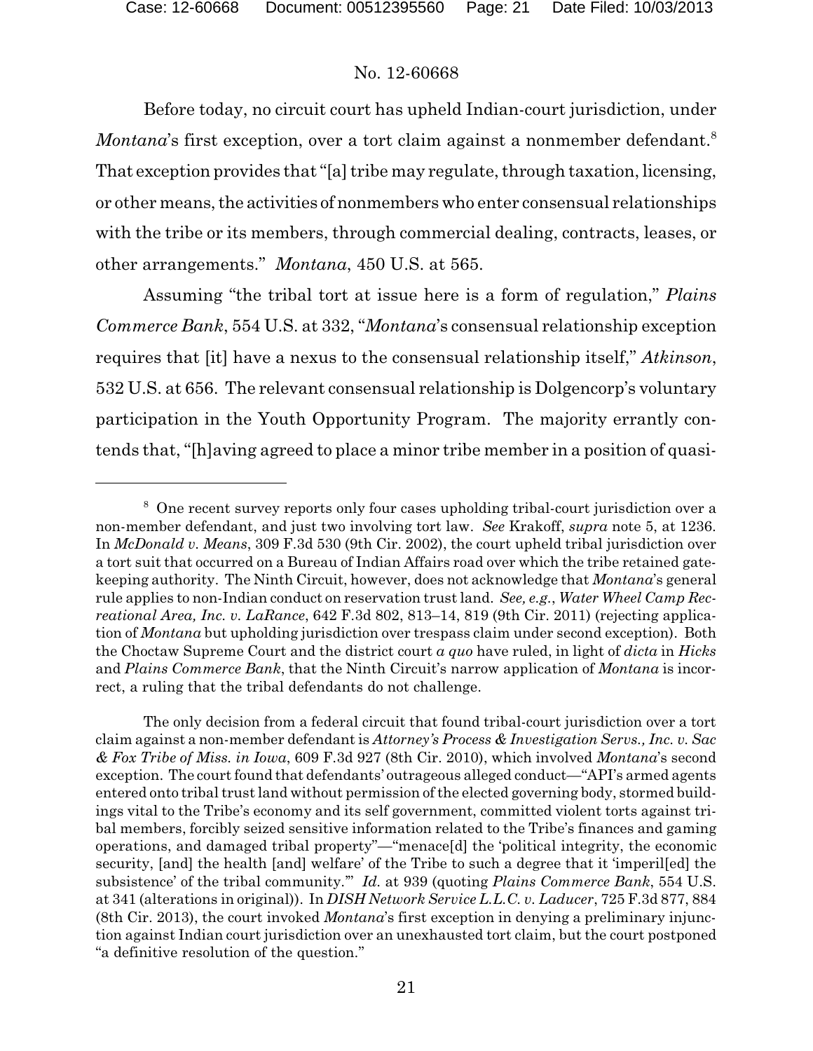Before today, no circuit court has upheld Indian-court jurisdiction, under *Montana*'s first exception, over a tort claim against a nonmember defendant.[8] That exception provides that "[a] tribe may regulate, through taxation, licensing, or other means, the activities of nonmembers who enter consensual relationships with the tribe or its members, through commercial dealing, contracts, leases, or other arrangements." *Montana*, 450 U.S. at 565.

Assuming "the tribal tort at issue here is a form of regulation," *Plains Commerce Bank*, 554 U.S. at 332, "*Montana*'s consensual relationship exception requires that [it] have a nexus to the consensual relationship itself," *Atkinson*, 532 U.S. at 656. The relevant consensual relationship is Dolgencorp's voluntary participation in the Youth Opportunity Program. The majority errantly contends that, "[h]aving agreed to place a minor tribe member in a position of quasi-

---

[8] One recent survey reports only four cases upholding tribal-court jurisdiction over a non-member defendant, and just two involving tort law. *See* Krakoff, *supra* note 5, at 1236. In *McDonald v. Means*, 309 F.3d 530 (9th Cir. 2002), the court upheld tribal jurisdiction over a tort suit that occurred on a Bureau of Indian Affairs road over which the tribe retained gatekeeping authority. The Ninth Circuit, however, does not acknowledge that *Montana*'s general rule applies to non-Indian conduct on reservation trust land. *See, e.g.*, *Water Wheel Camp Recreational Area, Inc. v. LaRance*, 642 F.3d 802, 813–14, 819 (9th Cir. 2011) (rejecting application of *Montana* but upholding jurisdiction over trespass claim under second exception). Both the Choctaw Supreme Court and the district court *a quo* have ruled, in light of *dicta* in *Hicks* and *Plains Commerce Bank*, that the Ninth Circuit's narrow application of *Montana* is incorrect, a ruling that the tribal defendants do not challenge.

The only decision from a federal circuit that found tribal-court jurisdiction over a tort claim against a non-member defendant is *Attorney's Process & Investigation Servs., Inc. v. Sac & Fox Tribe of Miss. in Iowa*, 609 F.3d 927 (8th Cir. 2010), which involved *Montana*'s second exception. The court found that defendants' outrageous alleged conduct—"API's armed agents entered onto tribal trust land without permission of the elected governing body, stormed buildings vital to the Tribe's economy and its self government, committed violent torts against tribal members, forcibly seized sensitive information related to the Tribe's finances and gaming operations, and damaged tribal property"—"menace[d] the 'political integrity, the economic security, [and] the health [and] welfare' of the Tribe to such a degree that it 'imperil[ed] the subsistence' of the tribal community.'" *Id.* at 939 (quoting *Plains Commerce Bank*, 554 U.S. at 341 (alterations in original)). In *DISH Network Service L.L.C. v. Laducer*, 725 F.3d 877, 884 (8th Cir. 2013), the court invoked *Montana*'s first exception in denying a preliminary injunction against Indian court jurisdiction over an unexhausted tort claim, but the court postponed "a definitive resolution of the question."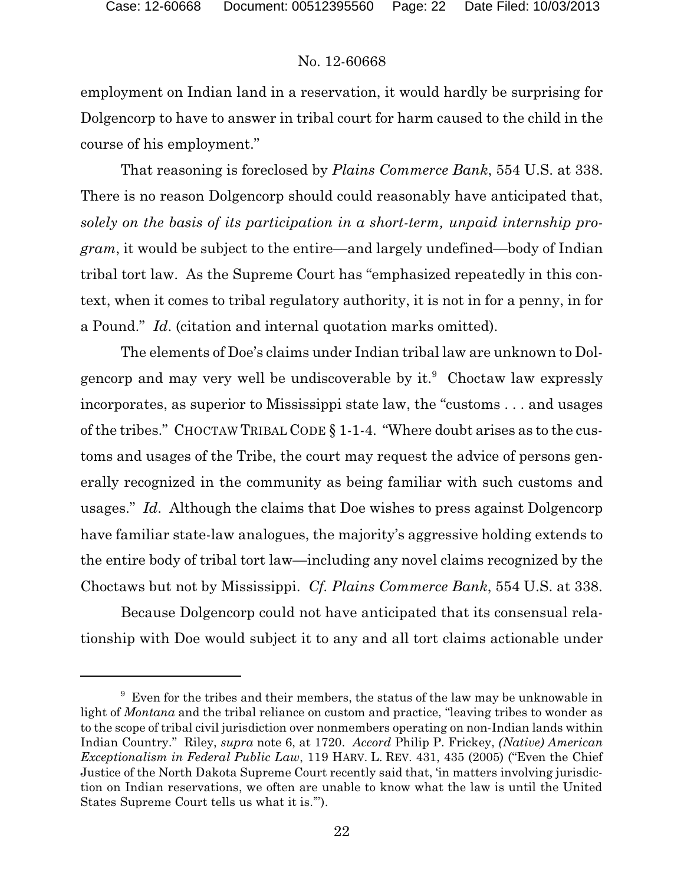employment on Indian land in a reservation, it would hardly be surprising for Dolgencorp to have to answer in tribal court for harm caused to the child in the course of his employment."

That reasoning is foreclosed by *Plains Commerce Bank*, 554 U.S. at 338. There is no reason Dolgencorp should could reasonably have anticipated that, *solely on the basis of its participation in a short-term, unpaid internship program*, it would be subject to the entire—and largely undefined—body of Indian tribal tort law. As the Supreme Court has "emphasized repeatedly in this context, when it comes to tribal regulatory authority, it is not in for a penny, in for a Pound." *Id*. (citation and internal quotation marks omitted).

The elements of Doe's claims under Indian tribal law are unknown to Dolgencorp and may very well be undiscoverable by it.[9] Choctaw law expressly incorporates, as superior to Mississippi state law, the "customs . . . and usages of the tribes." CHOCTAW TRIBAL CODE § 1-1-4. "Where doubt arises as to the customs and usages of the Tribe, the court may request the advice of persons generally recognized in the community as being familiar with such customs and usages." *Id*. Although the claims that Doe wishes to press against Dolgencorp have familiar state-law analogues, the majority's aggressive holding extends to the entire body of tribal tort law—including any novel claims recognized by the Choctaws but not by Mississippi. *Cf. Plains Commerce Bank*, 554 U.S. at 338.

Because Dolgencorp could not have anticipated that its consensual relationship with Doe would subject it to any and all tort claims actionable under

---

[9] Even for the tribes and their members, the status of the law may be unknowable in light of *Montana* and the tribal reliance on custom and practice, "leaving tribes to wonder as to the scope of tribal civil jurisdiction over nonmembers operating on non-Indian lands within Indian Country." Riley, *supra* note 6, at 1720. *Accord* Philip P. Frickey, *(Native) American Exceptionalism in Federal Public Law*, 119 HARV. L. REV. 431, 435 (2005) ("Even the Chief Justice of the North Dakota Supreme Court recently said that, 'in matters involving jurisdiction on Indian reservations, we often are unable to know what the law is until the United States Supreme Court tells us what it is.'").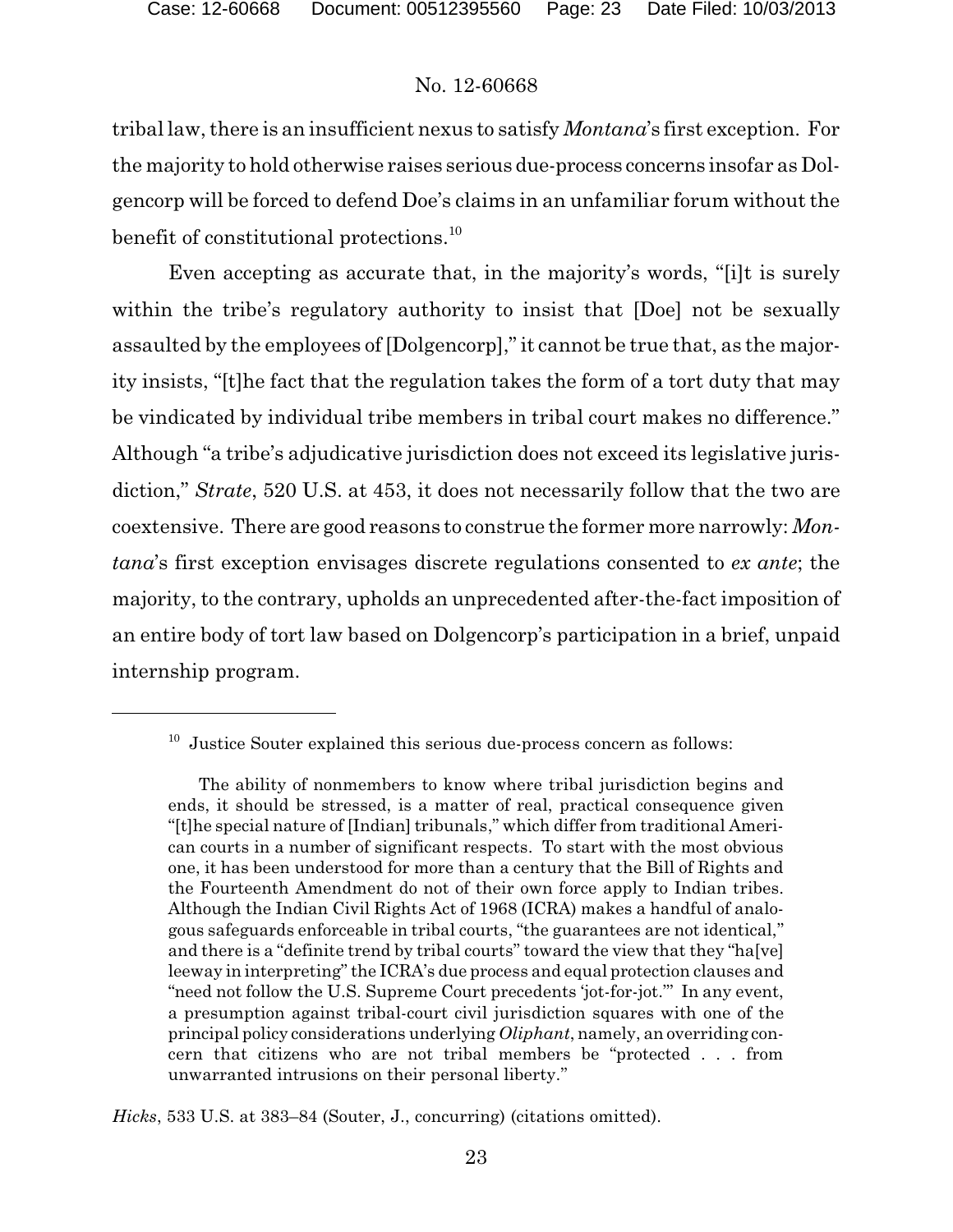tribal law, there is an insufficient nexus to satisfy *Montana*'s first exception. For the majority to hold otherwise raises serious due-process concerns insofar as Dolgencorp will be forced to defend Doe's claims in an unfamiliar forum without the benefit of constitutional protections.[10]

Even accepting as accurate that, in the majority's words, "[i]t is surely within the tribe's regulatory authority to insist that [Doe] not be sexually assaulted by the employees of [Dolgencorp]," it cannot be true that, as the majority insists, "[t]he fact that the regulation takes the form of a tort duty that may be vindicated by individual tribe members in tribal court makes no difference." Although "a tribe's adjudicative jurisdiction does not exceed its legislative jurisdiction," *Strate*, 520 U.S. at 453, it does not necessarily follow that the two are coextensive. There are good reasons to construe the former more narrowly: *Montana*'s first exception envisages discrete regulations consented to *ex ante*; the majority, to the contrary, upholds an unprecedented after-the-fact imposition of an entire body of tort law based on Dolgencorp's participation in a brief, unpaid internship program.

---

[10] Justice Souter explained this serious due-process concern as follows:

> The ability of nonmembers to know where tribal jurisdiction begins and ends, it should be stressed, is a matter of real, practical consequence given "[t]he special nature of [Indian] tribunals," which differ from traditional American courts in a number of significant respects. To start with the most obvious one, it has been understood for more than a century that the Bill of Rights and the Fourteenth Amendment do not of their own force apply to Indian tribes. Although the Indian Civil Rights Act of 1968 (ICRA) makes a handful of analogous safeguards enforceable in tribal courts, "the guarantees are not identical," and there is a "definite trend by tribal courts" toward the view that they "ha[ve] leeway in interpreting" the ICRA's due process and equal protection clauses and "need not follow the U.S. Supreme Court precedents 'jot-for-jot.'" In any event, a presumption against tribal-court civil jurisdiction squares with one of the principal policy considerations underlying *Oliphant*, namely, an overriding concern that citizens who are not tribal members be "protected . . . from unwarranted intrusions on their personal liberty."

*Hicks*, 533 U.S. at 383–84 (Souter, J., concurring) (citations omitted).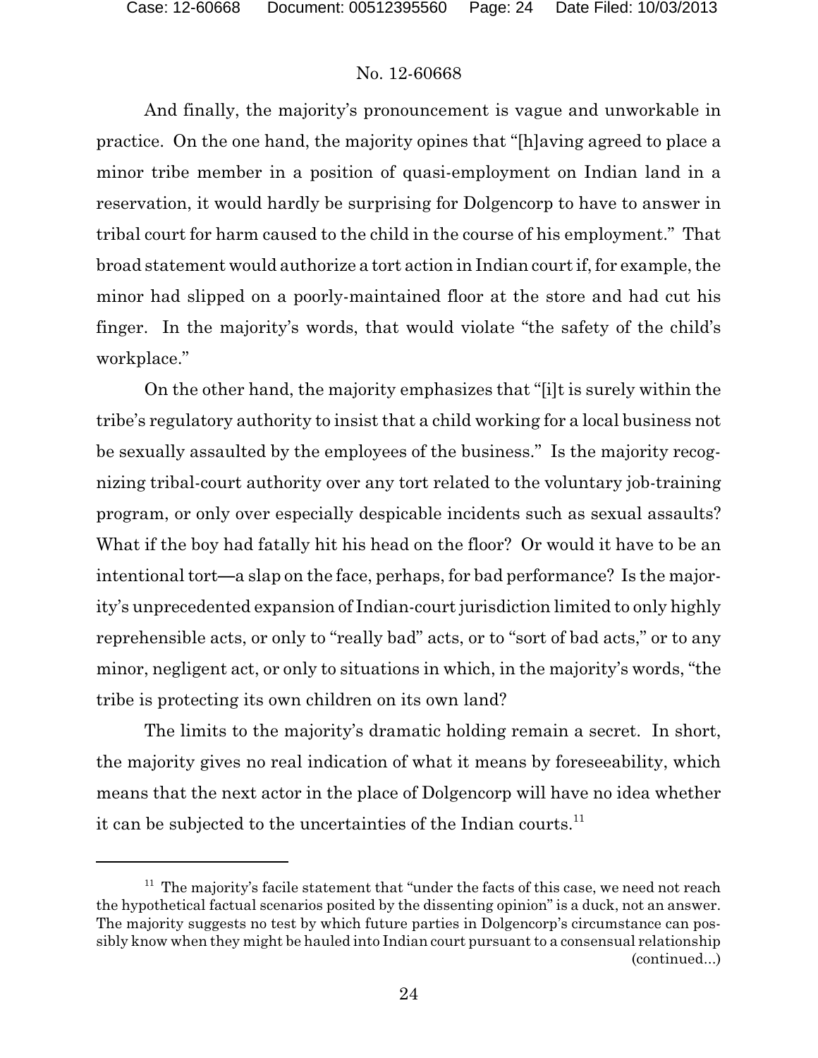And finally, the majority's pronouncement is vague and unworkable in practice. On the one hand, the majority opines that "[h]aving agreed to place a minor tribe member in a position of quasi-employment on Indian land in a reservation, it would hardly be surprising for Dolgencorp to have to answer in tribal court for harm caused to the child in the course of his employment." That broad statement would authorize a tort action in Indian court if, for example, the minor had slipped on a poorly-maintained floor at the store and had cut his finger. In the majority's words, that would violate "the safety of the child's workplace."

On the other hand, the majority emphasizes that "[i]t is surely within the tribe's regulatory authority to insist that a child working for a local business not be sexually assaulted by the employees of the business." Is the majority recognizing tribal-court authority over any tort related to the voluntary job-training program, or only over especially despicable incidents such as sexual assaults? What if the boy had fatally hit his head on the floor? Or would it have to be an intentional tort—a slap on the face, perhaps, for bad performance? Is the majority's unprecedented expansion of Indian-court jurisdiction limited to only highly reprehensible acts, or only to "really bad" acts, or to "sort of bad acts," or to any minor, negligent act, or only to situations in which, in the majority's words, "the tribe is protecting its own children on its own land?

The limits to the majority's dramatic holding remain a secret. In short, the majority gives no real indication of what it means by foreseeability, which means that the next actor in the place of Dolgencorp will have no idea whether it can be subjected to the uncertainties of the Indian courts.[11]

---

[11] The majority's facile statement that "under the facts of this case, we need not reach the hypothetical factual scenarios posited by the dissenting opinion" is a duck, not an answer. The majority suggests no test by which future parties in Dolgencorp's circumstance can possibly know when they might be hauled into Indian court pursuant to a consensual relationship (continued...)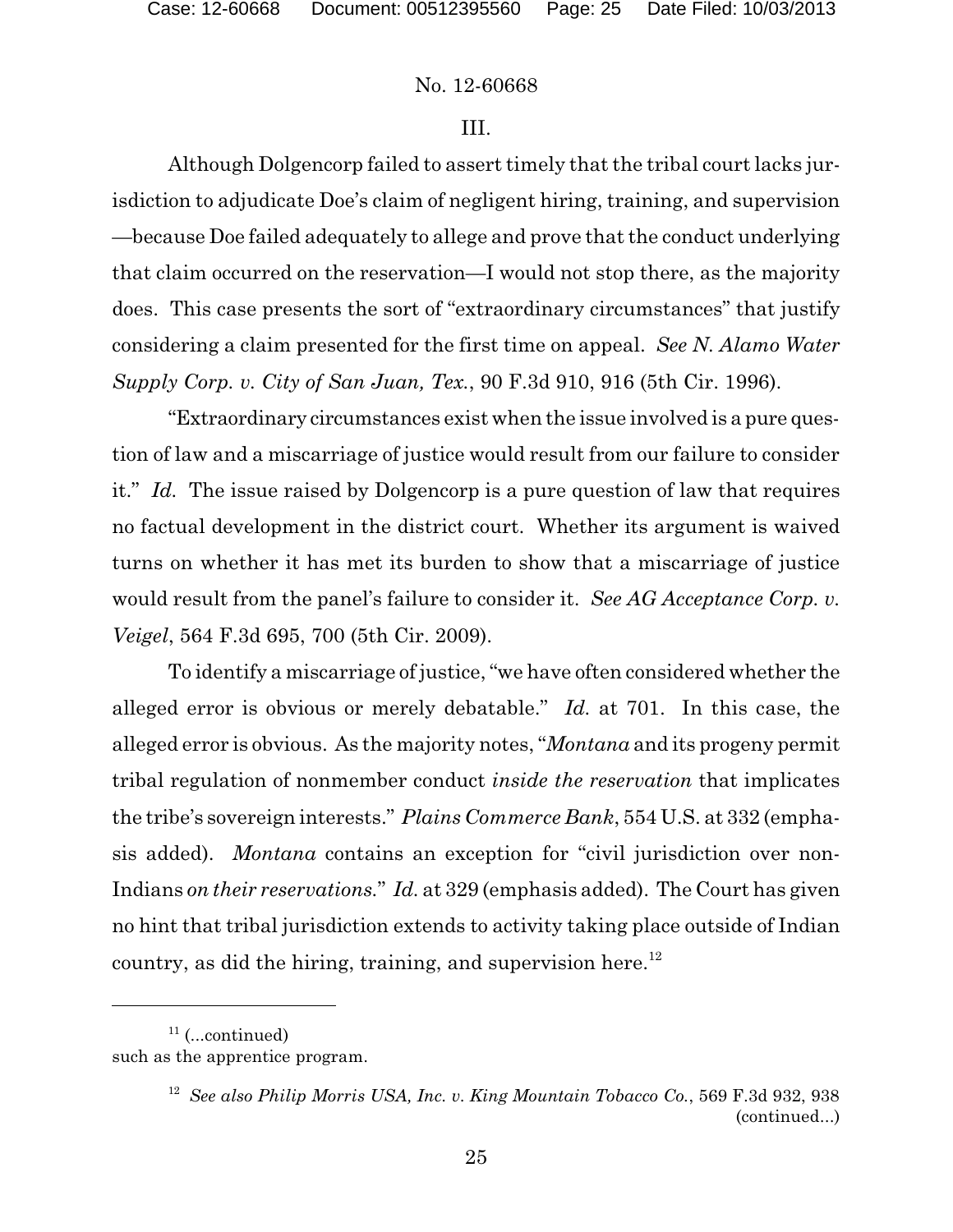III.

Although Dolgencorp failed to assert timely that the tribal court lacks jurisdiction to adjudicate Doe's claim of negligent hiring, training, and supervision —because Doe failed adequately to allege and prove that the conduct underlying that claim occurred on the reservation—I would not stop there, as the majority does. This case presents the sort of "extraordinary circumstances" that justify considering a claim presented for the first time on appeal. *See N. Alamo Water Supply Corp. v. City of San Juan, Tex.*, 90 F.3d 910, 916 (5th Cir. 1996).

"Extraordinary circumstances exist when the issue involved is a pure question of law and a miscarriage of justice would result from our failure to consider it." *Id.* The issue raised by Dolgencorp is a pure question of law that requires no factual development in the district court. Whether its argument is waived turns on whether it has met its burden to show that a miscarriage of justice would result from the panel's failure to consider it. *See AG Acceptance Corp. v. Veigel*, 564 F.3d 695, 700 (5th Cir. 2009).

To identify a miscarriage of justice, "we have often considered whether the alleged error is obvious or merely debatable." *Id.* at 701. In this case, the alleged error is obvious. As the majority notes, "*Montana* and its progeny permit tribal regulation of nonmember conduct *inside the reservation* that implicates the tribe's sovereign interests." *Plains Commerce Bank*, 554 U.S. at 332 (emphasis added). *Montana* contains an exception for "civil jurisdiction over non-Indians *on their reservations*." *Id.* at 329 (emphasis added). The Court has given no hint that tribal jurisdiction extends to activity taking place outside of Indian country, as did the hiring, training, and supervision here.[12]

---

[11] (...continued) such as the apprentice program.

[12] *See also Philip Morris USA, Inc. v. King Mountain Tobacco Co.*, 569 F.3d 932, 938 (continued...)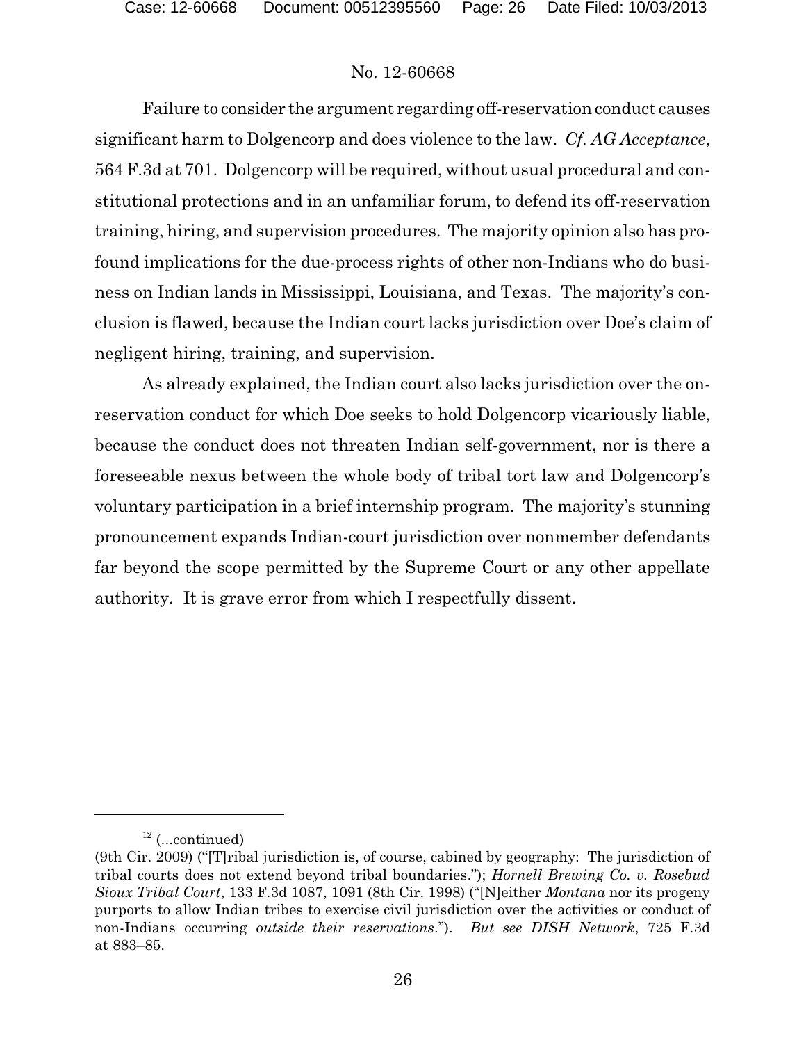Failure to consider the argument regarding off-reservation conduct causes significant harm to Dolgencorp and does violence to the law. *Cf. AG Acceptance*, 564 F.3d at 701. Dolgencorp will be required, without usual procedural and constitutional protections and in an unfamiliar forum, to defend its off-reservation training, hiring, and supervision procedures. The majority opinion also has profound implications for the due-process rights of other non-Indians who do business on Indian lands in Mississippi, Louisiana, and Texas. The majority's conclusion is flawed, because the Indian court lacks jurisdiction over Doe's claim of negligent hiring, training, and supervision.

As already explained, the Indian court also lacks jurisdiction over the on-reservation conduct for which Doe seeks to hold Dolgencorp vicariously liable, because the conduct does not threaten Indian self-government, nor is there a foreseeable nexus between the whole body of tribal tort law and Dolgencorp's voluntary participation in a brief internship program. The majority's stunning pronouncement expands Indian-court jurisdiction over nonmember defendants far beyond the scope permitted by the Supreme Court or any other appellate authority. It is grave error from which I respectfully dissent.

---

[12] (...continued)
(9th Cir. 2009) ("[T]ribal jurisdiction is, of course, cabined by geography: The jurisdiction of tribal courts does not extend beyond tribal boundaries."); *Hornell Brewing Co. v. Rosebud Sioux Tribal Court*, 133 F.3d 1087, 1091 (8th Cir. 1998) ("[N]either *Montana* nor its progeny purports to allow Indian tribes to exercise civil jurisdiction over the activities or conduct of non-Indians occurring *outside their reservations*."). *But see DISH Network*, 725 F.3d at 883–85.